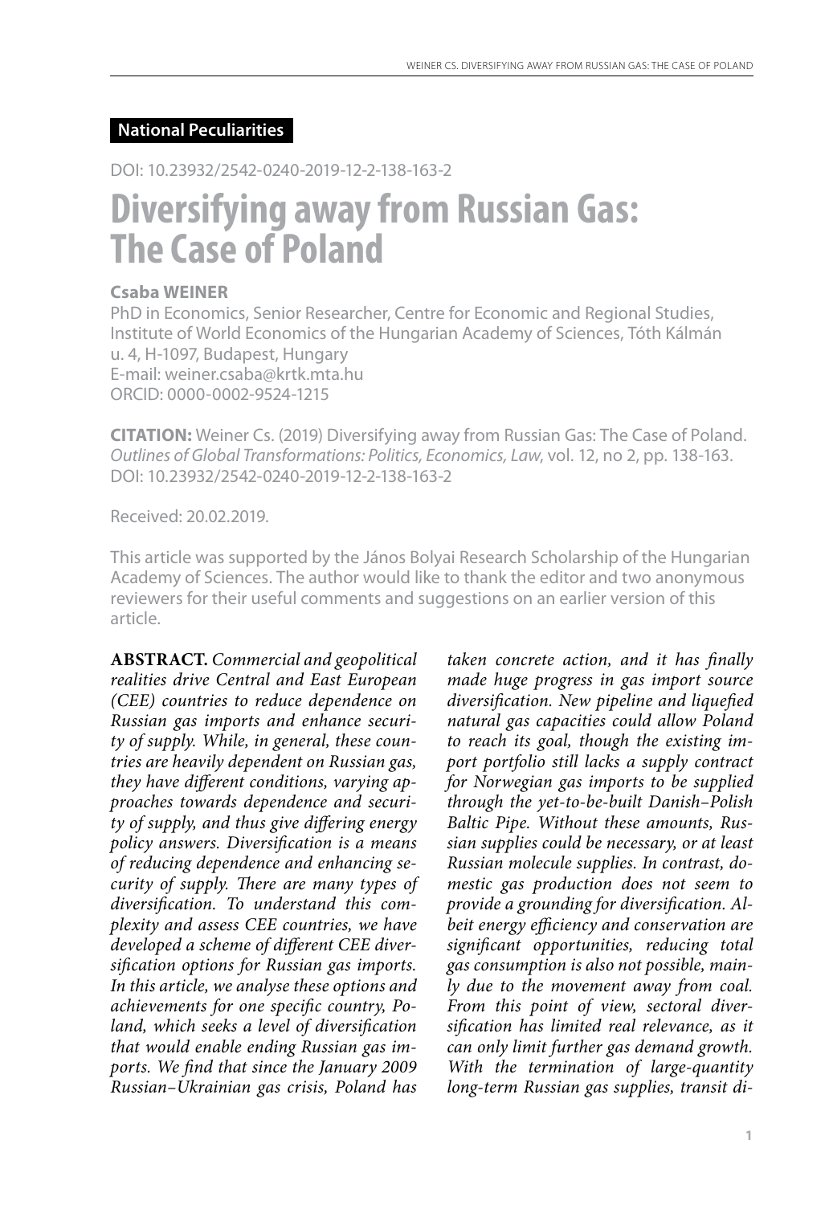**National Peculiarities**

DOI: 10.23932/2542-0240-2019-12-2-138-163-2

# Diversifying away from Russian Gas: The Case of Poland

**Csaba WEINER**

PhD in Economics, Senior Researcher, Centre for Economic and Regional Studies, Institute of World Economics of the Hungarian Academy of Sciences, Tóth Kálmán u. 4, H-1097, Budapest, Hungary
E-mail: weiner.csaba@krtk.mta.hu
ORCID: 0000-0002-9524-1215

**CITATION:** Weiner Cs. (2019) Diversifying away from Russian Gas: The Case of Poland. *Outlines of Global Transformations: Politics, Economics, Law*, vol. 12, no 2, pp. 138-163. DOI: 10.23932/2542-0240-2019-12-2-138-163-2

Received: 20.02.2019.

This article was supported by the János Bolyai Research Scholarship of the Hungarian Academy of Sciences. The author would like to thank the editor and two anonymous reviewers for their useful comments and suggestions on an earlier version of this article.

**ABSTRACT.** *Commercial and geopolitical realities drive Central and East European (CEE) countries to reduce dependence on Russian gas imports and enhance security of supply. While, in general, these countries are heavily dependent on Russian gas, they have different conditions, varying approaches towards dependence and security of supply, and thus give differing energy policy answers. Diversification is a means of reducing dependence and enhancing security of supply. There are many types of diversification. To understand this complexity and assess CEE countries, we have developed a scheme of different CEE diversification options for Russian gas imports. In this article, we analyse these options and achievements for one specific country, Poland, which seeks a level of diversification that would enable ending Russian gas imports. We find that since the January 2009 Russian–Ukrainian gas crisis, Poland has taken concrete action, and it has finally made huge progress in gas import source diversification. New pipeline and liquefied natural gas capacities could allow Poland to reach its goal, though the existing import portfolio still lacks a supply contract for Norwegian gas imports to be supplied through the yet-to-be-built Danish–Polish Baltic Pipe. Without these amounts, Russian supplies could be necessary, or at least Russian molecule supplies. In contrast, domestic gas production does not seem to provide a grounding for diversification. Albeit energy efficiency and conservation are significant opportunities, reducing total gas consumption is also not possible, mainly due to the movement away from coal. From this point of view, sectoral diversification has limited real relevance, as it can only limit further gas demand growth. With the termination of large-quantity long-term Russian gas supplies, transit di-*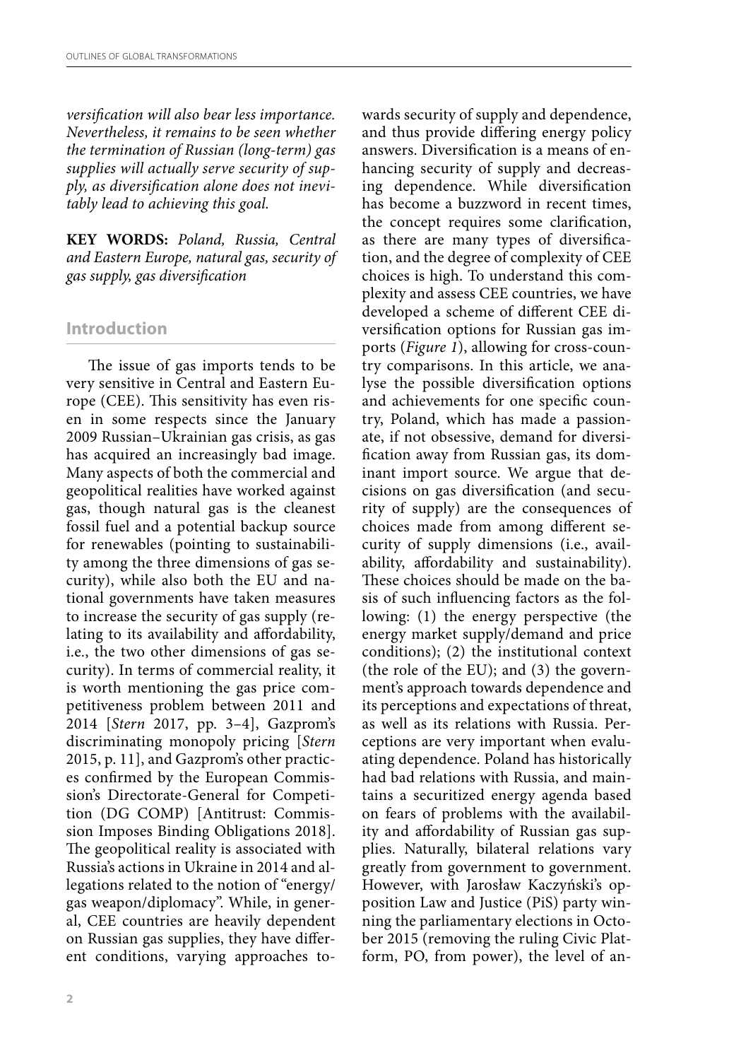*versification will also bear less importance. Nevertheless, it remains to be seen whether the termination of Russian (long-term) gas supplies will actually serve security of supply, as diversification alone does not inevitably lead to achieving this goal.*

**KEY WORDS:** *Poland, Russia, Central and Eastern Europe, natural gas, security of gas supply, gas diversification*

## Introduction

The issue of gas imports tends to be very sensitive in Central and Eastern Europe (CEE). This sensitivity has even risen in some respects since the January 2009 Russian–Ukrainian gas crisis, as gas has acquired an increasingly bad image. Many aspects of both the commercial and geopolitical realities have worked against gas, though natural gas is the cleanest fossil fuel and a potential backup source for renewables (pointing to sustainability among the three dimensions of gas security), while also both the EU and national governments have taken measures to increase the security of gas supply (relating to its availability and affordability, i.e., the two other dimensions of gas security). In terms of commercial reality, it is worth mentioning the gas price competitiveness problem between 2011 and 2014 [*Stern* 2017, pp. 3–4], Gazprom's discriminating monopoly pricing [*Stern* 2015, p. 11], and Gazprom's other practices confirmed by the European Commission's Directorate-General for Competition (DG COMP) [Antitrust: Commission Imposes Binding Obligations 2018]. The geopolitical reality is associated with Russia's actions in Ukraine in 2014 and allegations related to the notion of "energy/gas weapon/diplomacy". While, in general, CEE countries are heavily dependent on Russian gas supplies, they have different conditions, varying approaches towards security of supply and dependence, and thus provide differing energy policy answers. Diversification is a means of enhancing security of supply and decreasing dependence. While diversification has become a buzzword in recent times, the concept requires some clarification, as there are many types of diversification, and the degree of complexity of CEE choices is high. To understand this complexity and assess CEE countries, we have developed a scheme of different CEE diversification options for Russian gas imports (*Figure 1*), allowing for cross-country comparisons. In this article, we analyse the possible diversification options and achievements for one specific country, Poland, which has made a passionate, if not obsessive, demand for diversification away from Russian gas, its dominant import source. We argue that decisions on gas diversification (and security of supply) are the consequences of choices made from among different security of supply dimensions (i.e., availability, affordability and sustainability). These choices should be made on the basis of such influencing factors as the following: (1) the energy perspective (the energy market supply/demand and price conditions); (2) the institutional context (the role of the EU); and (3) the government's approach towards dependence and its perceptions and expectations of threat, as well as its relations with Russia. Perceptions are very important when evaluating dependence. Poland has historically had bad relations with Russia, and maintains a securitized energy agenda based on fears of problems with the availability and affordability of Russian gas supplies. Naturally, bilateral relations vary greatly from government to government. However, with Jarosław Kaczyński's opposition Law and Justice (PiS) party winning the parliamentary elections in October 2015 (removing the ruling Civic Platform, PO, from power), the level of an-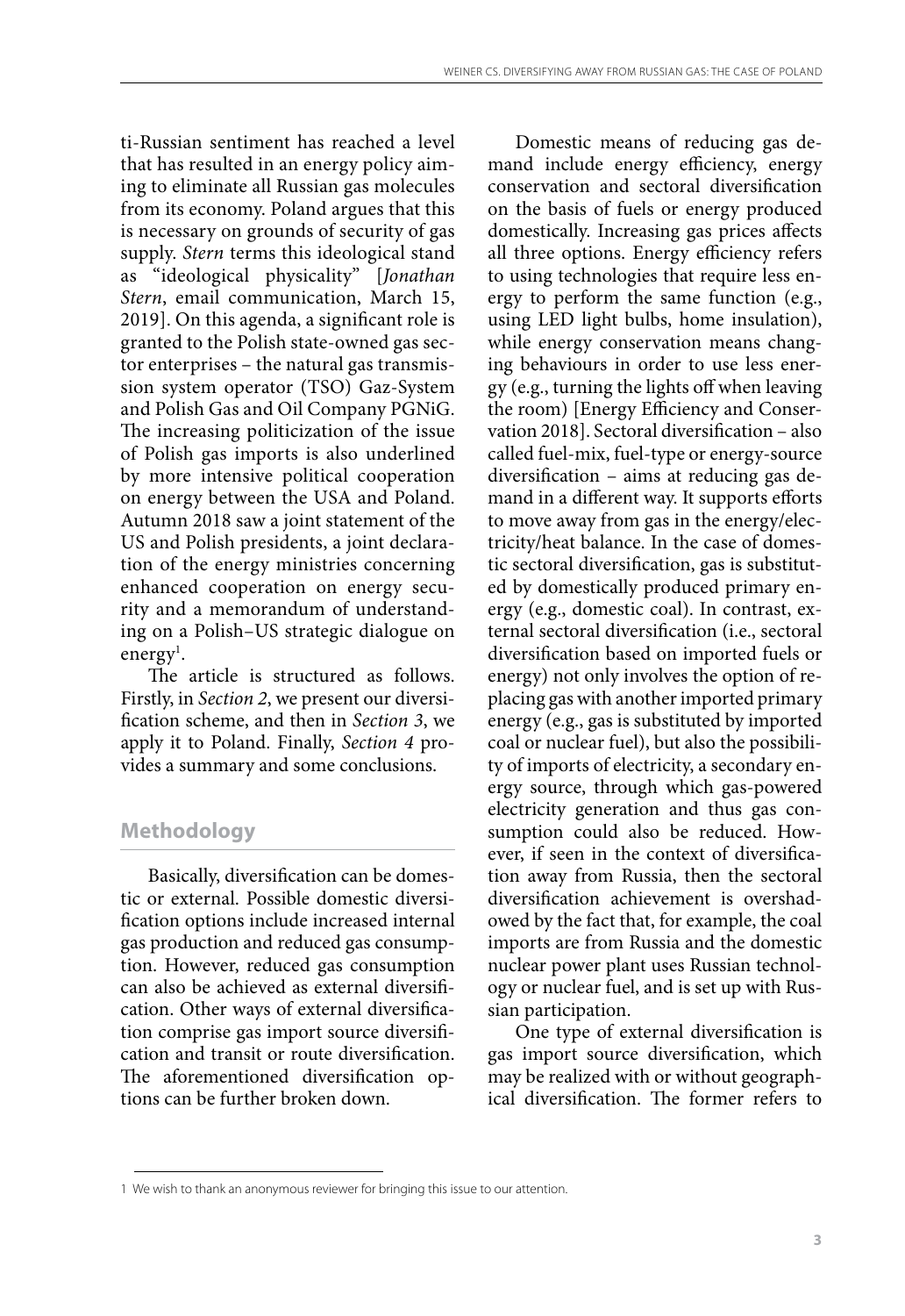ti-Russian sentiment has reached a level that has resulted in an energy policy aiming to eliminate all Russian gas molecules from its economy. Poland argues that this is necessary on grounds of security of gas supply. *Stern* terms this ideological stand as "ideological physicality" [*Jonathan Stern*, email communication, March 15, 2019]. On this agenda, a significant role is granted to the Polish state-owned gas sector enterprises – the natural gas transmission system operator (TSO) Gaz-System and Polish Gas and Oil Company PGNiG. The increasing politicization of the issue of Polish gas imports is also underlined by more intensive political cooperation on energy between the USA and Poland. Autumn 2018 saw a joint statement of the US and Polish presidents, a joint declaration of the energy ministries concerning enhanced cooperation on energy security and a memorandum of understanding on a Polish–US strategic dialogue on energy[1].

The article is structured as follows. Firstly, in *Section 2*, we present our diversification scheme, and then in *Section 3*, we apply it to Poland. Finally, *Section 4* provides a summary and some conclusions.

## Methodology

Basically, diversification can be domestic or external. Possible domestic diversification options include increased internal gas production and reduced gas consumption. However, reduced gas consumption can also be achieved as external diversification. Other ways of external diversification comprise gas import source diversification and transit or route diversification. The aforementioned diversification options can be further broken down.

Domestic means of reducing gas demand include energy efficiency, energy conservation and sectoral diversification on the basis of fuels or energy produced domestically. Increasing gas prices affects all three options. Energy efficiency refers to using technologies that require less energy to perform the same function (e.g., using LED light bulbs, home insulation), while energy conservation means changing behaviours in order to use less energy (e.g., turning the lights off when leaving the room) [Energy Efficiency and Conservation 2018]. Sectoral diversification – also called fuel-mix, fuel-type or energy-source diversification – aims at reducing gas demand in a different way. It supports efforts to move away from gas in the energy/electricity/heat balance. In the case of domestic sectoral diversification, gas is substituted by domestically produced primary energy (e.g., domestic coal). In contrast, external sectoral diversification (i.e., sectoral diversification based on imported fuels or energy) not only involves the option of replacing gas with another imported primary energy (e.g., gas is substituted by imported coal or nuclear fuel), but also the possibility of imports of electricity, a secondary energy source, through which gas-powered electricity generation and thus gas consumption could also be reduced. However, if seen in the context of diversification away from Russia, then the sectoral diversification achievement is overshadowed by the fact that, for example, the coal imports are from Russia and the domestic nuclear power plant uses Russian technology or nuclear fuel, and is set up with Russian participation.

One type of external diversification is gas import source diversification, which may be realized with or without geographical diversification. The former refers to

---

1 We wish to thank an anonymous reviewer for bringing this issue to our attention.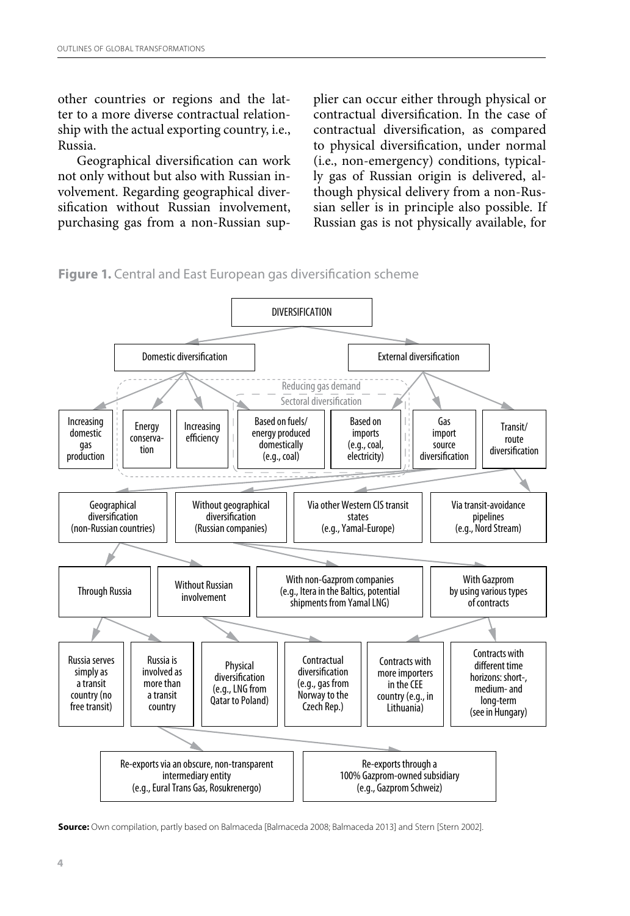other countries or regions and the latter to a more diverse contractual relationship with the actual exporting country, i.e., Russia.

Geographical diversification can work not only without but also with Russian involvement. Regarding geographical diversification without Russian involvement, purchasing gas from a non-Russian supplier can occur either through physical or contractual diversification. In the case of contractual diversification, as compared to physical diversification, under normal (i.e., non-emergency) conditions, typically gas of Russian origin is delivered, although physical delivery from a non-Russian seller is in principle also possible. If Russian gas is not physically available, for

**Figure 1.** Central and East European gas diversification scheme

- DIVERSIFICATION
  - Domestic diversification
    - Increasing domestic gas production
    - Energy conservation *(Reducing gas demand)*
    - Increasing efficiency *(Reducing gas demand)*
    - Based on fuels/energy produced domestically (e.g., coal) *(Reducing gas demand; Sectoral diversification)*
  - External diversification
    - Based on imports (e.g., coal, electricity) *(Reducing gas demand; Sectoral diversification)*
    - Gas import source diversification
      - Geographical diversification (non-Russian countries)
        - Through Russia
          - Russia serves simply as a transit country (no free transit)
          - Russia is involved as more than a transit country
            - Re-exports via an obscure, non-transparent intermediary entity (e.g., Eural Trans Gas, Rosukrenergo)
            - Re-exports through a 100% Gazprom-owned subsidiary (e.g., Gazprom Schweiz)
        - Without Russian involvement
          - Physical diversification (e.g., LNG from Qatar to Poland)
          - Contractual diversification (e.g., gas from Norway to the Czech Rep.)
      - Without geographical diversification (Russian companies)
        - With non-Gazprom companies (e.g., Itera in the Baltics, potential shipments from Yamal LNG)
        - With Gazprom by using various types of contracts
          - Contracts with more importers in the CEE country (e.g., in Lithuania)
          - Contracts with different time horizons: short-, medium- and long-term (see in Hungary)
    - Transit/route diversification
      - Via other Western CIS transit states (e.g., Yamal-Europe)
      - Via transit-avoidance pipelines (e.g., Nord Stream)

**Source:** Own compilation, partly based on Balmaceda [Balmaceda 2008; Balmaceda 2013] and Stern [Stern 2002].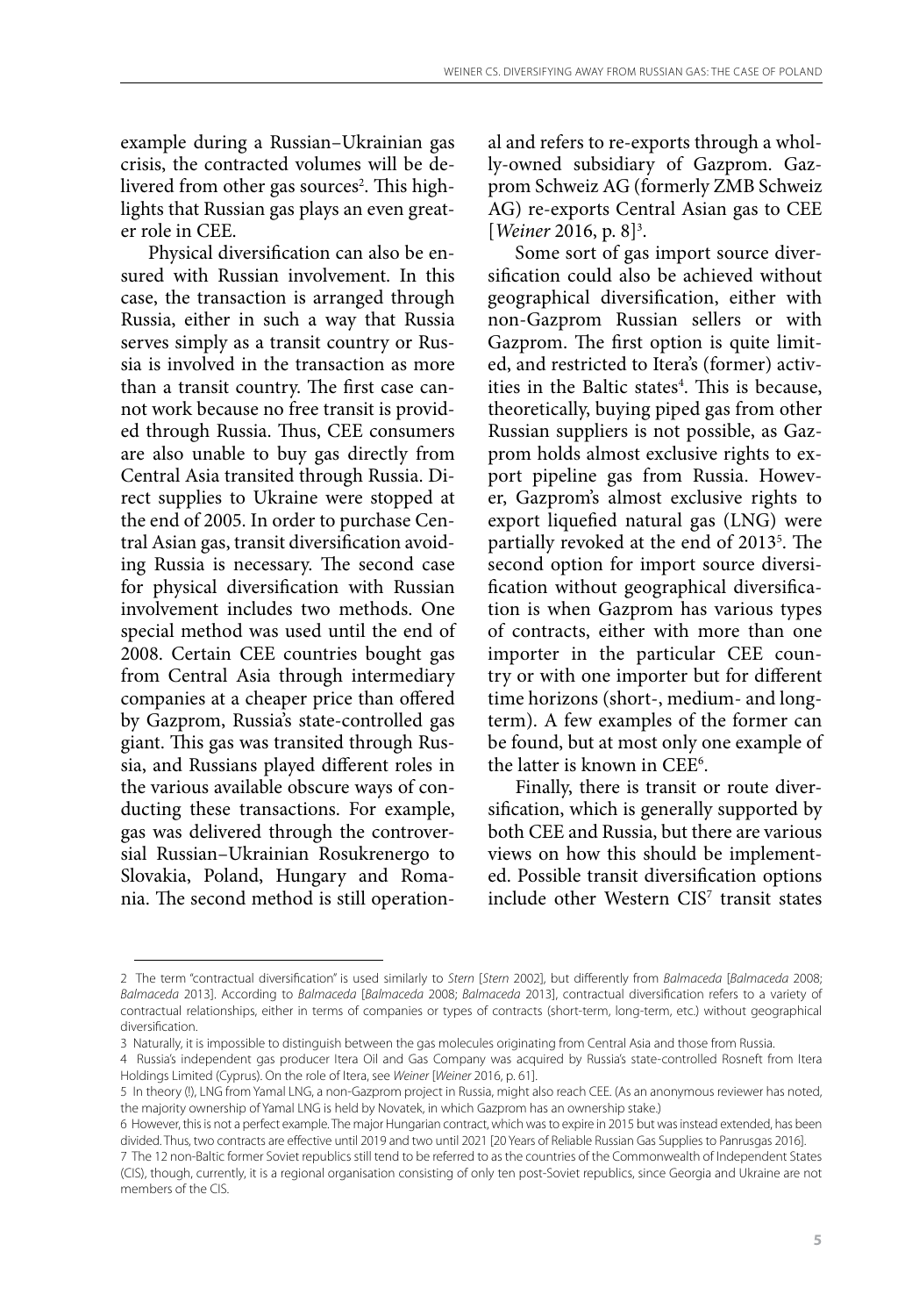example during a Russian–Ukrainian gas crisis, the contracted volumes will be delivered from other gas sources[2]. This highlights that Russian gas plays an even greater role in CEE.

Physical diversification can also be ensured with Russian involvement. In this case, the transaction is arranged through Russia, either in such a way that Russia serves simply as a transit country or Russia is involved in the transaction as more than a transit country. The first case cannot work because no free transit is provided through Russia. Thus, CEE consumers are also unable to buy gas directly from Central Asia transited through Russia. Direct supplies to Ukraine were stopped at the end of 2005. In order to purchase Central Asian gas, transit diversification avoiding Russia is necessary. The second case for physical diversification with Russian involvement includes two methods. One special method was used until the end of 2008. Certain CEE countries bought gas from Central Asia through intermediary companies at a cheaper price than offered by Gazprom, Russia's state-controlled gas giant. This gas was transited through Russia, and Russians played different roles in the various available obscure ways of conducting these transactions. For example, gas was delivered through the controversial Russian–Ukrainian Rosukrenergo to Slovakia, Poland, Hungary and Romania. The second method is still operational and refers to re-exports through a wholly-owned subsidiary of Gazprom. Gazprom Schweiz AG (formerly ZMB Schweiz AG) re-exports Central Asian gas to CEE [*Weiner* 2016, p. 8][3].

Some sort of gas import source diversification could also be achieved without geographical diversification, either with non-Gazprom Russian sellers or with Gazprom. The first option is quite limited, and restricted to Itera's (former) activities in the Baltic states[4]. This is because, theoretically, buying piped gas from other Russian suppliers is not possible, as Gazprom holds almost exclusive rights to export pipeline gas from Russia. However, Gazprom's almost exclusive rights to export liquefied natural gas (LNG) were partially revoked at the end of 2013[5]. The second option for import source diversification without geographical diversification is when Gazprom has various types of contracts, either with more than one importer in the particular CEE country or with one importer but for different time horizons (short-, medium- and long-term). A few examples of the former can be found, but at most only one example of the latter is known in CEE[6].

Finally, there is transit or route diversification, which is generally supported by both CEE and Russia, but there are various views on how this should be implemented. Possible transit diversification options include other Western CIS[7] transit states

---

2 The term "contractual diversification" is used similarly to *Stern* [*Stern* 2002], but differently from *Balmaceda* [*Balmaceda* 2008; *Balmaceda* 2013]. According to *Balmaceda* [*Balmaceda* 2008; *Balmaceda* 2013], contractual diversification refers to a variety of contractual relationships, either in terms of companies or types of contracts (short-term, long-term, etc.) without geographical diversification.

3 Naturally, it is impossible to distinguish between the gas molecules originating from Central Asia and those from Russia.

4 Russia's independent gas producer Itera Oil and Gas Company was acquired by Russia's state-controlled Rosneft from Itera Holdings Limited (Cyprus). On the role of Itera, see *Weiner* [*Weiner* 2016, p. 61].

5 In theory (!), LNG from Yamal LNG, a non-Gazprom project in Russia, might also reach CEE. (As an anonymous reviewer has noted, the majority ownership of Yamal LNG is held by Novatek, in which Gazprom has an ownership stake.)

6 However, this is not a perfect example. The major Hungarian contract, which was to expire in 2015 but was instead extended, has been divided. Thus, two contracts are effective until 2019 and two until 2021 [20 Years of Reliable Russian Gas Supplies to Panrusgas 2016].

7 The 12 non-Baltic former Soviet republics still tend to be referred to as the countries of the Commonwealth of Independent States (CIS), though, currently, it is a regional organisation consisting of only ten post-Soviet republics, since Georgia and Ukraine are not members of the CIS.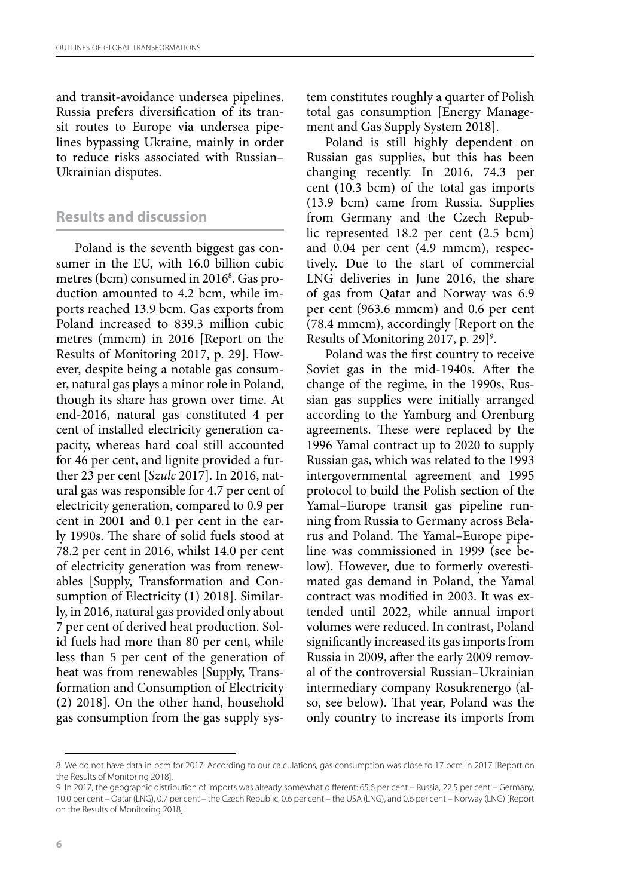and transit-avoidance undersea pipelines. Russia prefers diversification of its transit routes to Europe via undersea pipelines bypassing Ukraine, mainly in order to reduce risks associated with Russian–Ukrainian disputes.

## Results and discussion

Poland is the seventh biggest gas consumer in the EU, with 16.0 billion cubic metres (bcm) consumed in 2016[8]. Gas production amounted to 4.2 bcm, while imports reached 13.9 bcm. Gas exports from Poland increased to 839.3 million cubic metres (mmcm) in 2016 [Report on the Results of Monitoring 2017, p. 29]. However, despite being a notable gas consumer, natural gas plays a minor role in Poland, though its share has grown over time. At end-2016, natural gas constituted 4 per cent of installed electricity generation capacity, whereas hard coal still accounted for 46 per cent, and lignite provided a further 23 per cent [*Szulc* 2017]. In 2016, natural gas was responsible for 4.7 per cent of electricity generation, compared to 0.9 per cent in 2001 and 0.1 per cent in the early 1990s. The share of solid fuels stood at 78.2 per cent in 2016, whilst 14.0 per cent of electricity generation was from renewables [Supply, Transformation and Consumption of Electricity (1) 2018]. Similarly, in 2016, natural gas provided only about 7 per cent of derived heat production. Solid fuels had more than 80 per cent, while less than 5 per cent of the generation of heat was from renewables [Supply, Transformation and Consumption of Electricity (2) 2018]. On the other hand, household gas consumption from the gas supply system constitutes roughly a quarter of Polish total gas consumption [Energy Management and Gas Supply System 2018].

Poland is still highly dependent on Russian gas supplies, but this has been changing recently. In 2016, 74.3 per cent (10.3 bcm) of the total gas imports (13.9 bcm) came from Russia. Supplies from Germany and the Czech Republic represented 18.2 per cent (2.5 bcm) and 0.04 per cent (4.9 mmcm), respectively. Due to the start of commercial LNG deliveries in June 2016, the share of gas from Qatar and Norway was 6.9 per cent (963.6 mmcm) and 0.6 per cent (78.4 mmcm), accordingly [Report on the Results of Monitoring 2017, p. 29][9].

Poland was the first country to receive Soviet gas in the mid-1940s. After the change of the regime, in the 1990s, Russian gas supplies were initially arranged according to the Yamburg and Orenburg agreements. These were replaced by the 1996 Yamal contract up to 2020 to supply Russian gas, which was related to the 1993 intergovernmental agreement and 1995 protocol to build the Polish section of the Yamal–Europe transit gas pipeline running from Russia to Germany across Belarus and Poland. The Yamal–Europe pipeline was commissioned in 1999 (see below). However, due to formerly overestimated gas demand in Poland, the Yamal contract was modified in 2003. It was extended until 2022, while annual import volumes were reduced. In contrast, Poland significantly increased its gas imports from Russia in 2009, after the early 2009 removal of the controversial Russian–Ukrainian intermediary company Rosukrenergo (also, see below). That year, Poland was the only country to increase its imports from

---

8 We do not have data in bcm for 2017. According to our calculations, gas consumption was close to 17 bcm in 2017 [Report on the Results of Monitoring 2018].

9 In 2017, the geographic distribution of imports was already somewhat different: 65.6 per cent – Russia, 22.5 per cent – Germany, 10.0 per cent – Qatar (LNG), 0.7 per cent – the Czech Republic, 0.6 per cent – the USA (LNG), and 0.6 per cent – Norway (LNG) [Report on the Results of Monitoring 2018].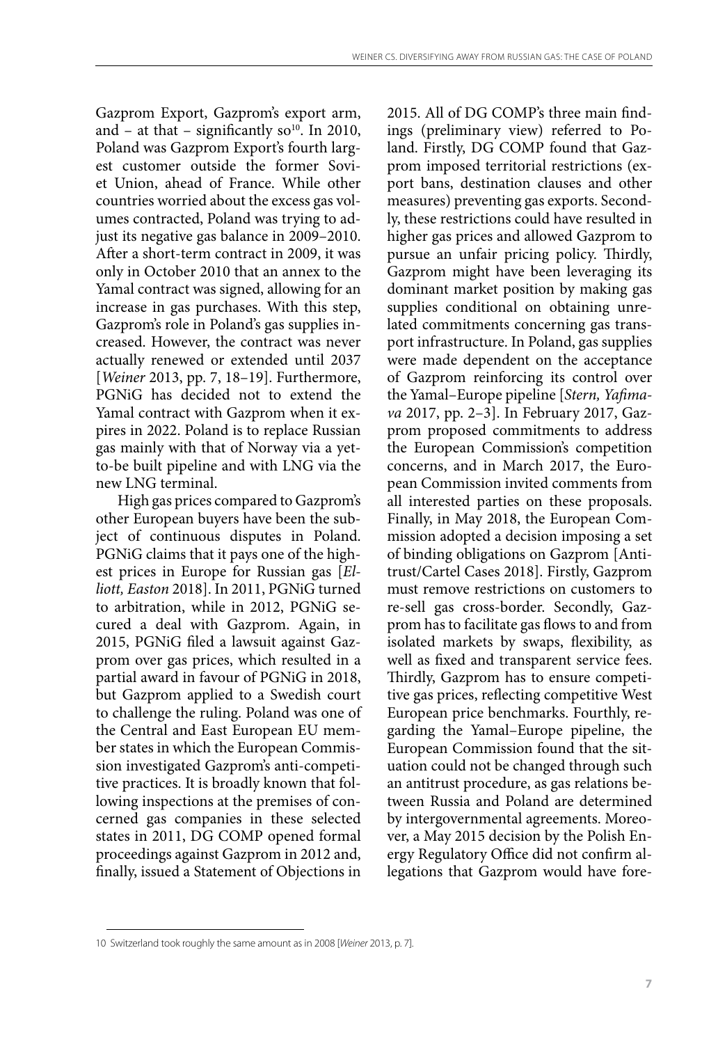Gazprom Export, Gazprom's export arm, and – at that – significantly so[10]. In 2010, Poland was Gazprom Export's fourth largest customer outside the former Soviet Union, ahead of France. While other countries worried about the excess gas volumes contracted, Poland was trying to adjust its negative gas balance in 2009–2010. After a short-term contract in 2009, it was only in October 2010 that an annex to the Yamal contract was signed, allowing for an increase in gas purchases. With this step, Gazprom's role in Poland's gas supplies increased. However, the contract was never actually renewed or extended until 2037 [*Weiner* 2013, pp. 7, 18–19]. Furthermore, PGNiG has decided not to extend the Yamal contract with Gazprom when it expires in 2022. Poland is to replace Russian gas mainly with that of Norway via a yet-to-be built pipeline and with LNG via the new LNG terminal.

High gas prices compared to Gazprom's other European buyers have been the subject of continuous disputes in Poland. PGNiG claims that it pays one of the highest prices in Europe for Russian gas [*Elliott, Easton* 2018]. In 2011, PGNiG turned to arbitration, while in 2012, PGNiG secured a deal with Gazprom. Again, in 2015, PGNiG filed a lawsuit against Gazprom over gas prices, which resulted in a partial award in favour of PGNiG in 2018, but Gazprom applied to a Swedish court to challenge the ruling. Poland was one of the Central and East European EU member states in which the European Commission investigated Gazprom's anti-competitive practices. It is broadly known that following inspections at the premises of concerned gas companies in these selected states in 2011, DG COMP opened formal proceedings against Gazprom in 2012 and, finally, issued a Statement of Objections in 2015. All of DG COMP's three main findings (preliminary view) referred to Poland. Firstly, DG COMP found that Gazprom imposed territorial restrictions (export bans, destination clauses and other measures) preventing gas exports. Secondly, these restrictions could have resulted in higher gas prices and allowed Gazprom to pursue an unfair pricing policy. Thirdly, Gazprom might have been leveraging its dominant market position by making gas supplies conditional on obtaining unrelated commitments concerning gas transport infrastructure. In Poland, gas supplies were made dependent on the acceptance of Gazprom reinforcing its control over the Yamal–Europe pipeline [*Stern, Yafimava* 2017, pp. 2–3]. In February 2017, Gazprom proposed commitments to address the European Commission's competition concerns, and in March 2017, the European Commission invited comments from all interested parties on these proposals. Finally, in May 2018, the European Commission adopted a decision imposing a set of binding obligations on Gazprom [Antitrust/Cartel Cases 2018]. Firstly, Gazprom must remove restrictions on customers to re-sell gas cross-border. Secondly, Gazprom has to facilitate gas flows to and from isolated markets by swaps, flexibility, as well as fixed and transparent service fees. Thirdly, Gazprom has to ensure competitive gas prices, reflecting competitive West European price benchmarks. Fourthly, regarding the Yamal–Europe pipeline, the European Commission found that the situation could not be changed through such an antitrust procedure, as gas relations between Russia and Poland are determined by intergovernmental agreements. Moreover, a May 2015 decision by the Polish Energy Regulatory Office did not confirm allegations that Gazprom would have fore-

---

10 Switzerland took roughly the same amount as in 2008 [*Weiner* 2013, p. 7].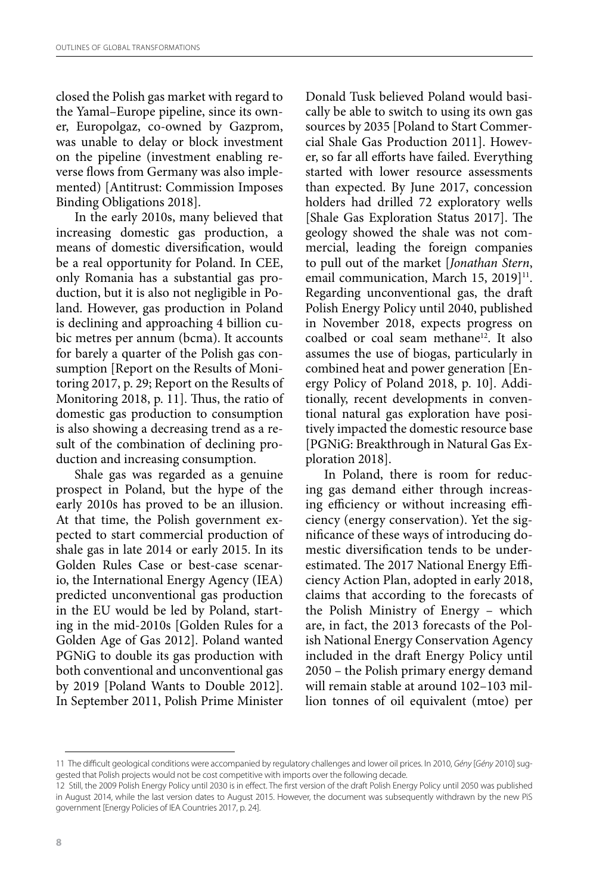closed the Polish gas market with regard to the Yamal–Europe pipeline, since its owner, Europolgaz, co-owned by Gazprom, was unable to delay or block investment on the pipeline (investment enabling reverse flows from Germany was also implemented) [Antitrust: Commission Imposes Binding Obligations 2018].

In the early 2010s, many believed that increasing domestic gas production, a means of domestic diversification, would be a real opportunity for Poland. In CEE, only Romania has a substantial gas production, but it is also not negligible in Poland. However, gas production in Poland is declining and approaching 4 billion cubic metres per annum (bcma). It accounts for barely a quarter of the Polish gas consumption [Report on the Results of Monitoring 2017, p. 29; Report on the Results of Monitoring 2018, p. 11]. Thus, the ratio of domestic gas production to consumption is also showing a decreasing trend as a result of the combination of declining production and increasing consumption.

Shale gas was regarded as a genuine prospect in Poland, but the hype of the early 2010s has proved to be an illusion. At that time, the Polish government expected to start commercial production of shale gas in late 2014 or early 2015. In its Golden Rules Case or best-case scenario, the International Energy Agency (IEA) predicted unconventional gas production in the EU would be led by Poland, starting in the mid-2010s [Golden Rules for a Golden Age of Gas 2012]. Poland wanted PGNiG to double its gas production with both conventional and unconventional gas by 2019 [Poland Wants to Double 2012]. In September 2011, Polish Prime Minister Donald Tusk believed Poland would basically be able to switch to using its own gas sources by 2035 [Poland to Start Commercial Shale Gas Production 2011]. However, so far all efforts have failed. Everything started with lower resource assessments than expected. By June 2017, concession holders had drilled 72 exploratory wells [Shale Gas Exploration Status 2017]. The geology showed the shale was not commercial, leading the foreign companies to pull out of the market [*Jonathan Stern*, email communication, March 15, 2019][11]. Regarding unconventional gas, the draft Polish Energy Policy until 2040, published in November 2018, expects progress on coalbed or coal seam methane[12]. It also assumes the use of biogas, particularly in combined heat and power generation [Energy Policy of Poland 2018, p. 10]. Additionally, recent developments in conventional natural gas exploration have positively impacted the domestic resource base [PGNiG: Breakthrough in Natural Gas Exploration 2018].

In Poland, there is room for reducing gas demand either through increasing efficiency or without increasing efficiency (energy conservation). Yet the significance of these ways of introducing domestic diversification tends to be underestimated. The 2017 National Energy Efficiency Action Plan, adopted in early 2018, claims that according to the forecasts of the Polish Ministry of Energy – which are, in fact, the 2013 forecasts of the Polish National Energy Conservation Agency included in the draft Energy Policy until 2050 – the Polish primary energy demand will remain stable at around 102–103 million tonnes of oil equivalent (mtoe) per

---

11 The difficult geological conditions were accompanied by regulatory challenges and lower oil prices. In 2010, *Gény* [*Gény* 2010] suggested that Polish projects would not be cost competitive with imports over the following decade.

12 Still, the 2009 Polish Energy Policy until 2030 is in effect. The first version of the draft Polish Energy Policy until 2050 was published in August 2014, while the last version dates to August 2015. However, the document was subsequently withdrawn by the new PiS government [Energy Policies of IEA Countries 2017, p. 24].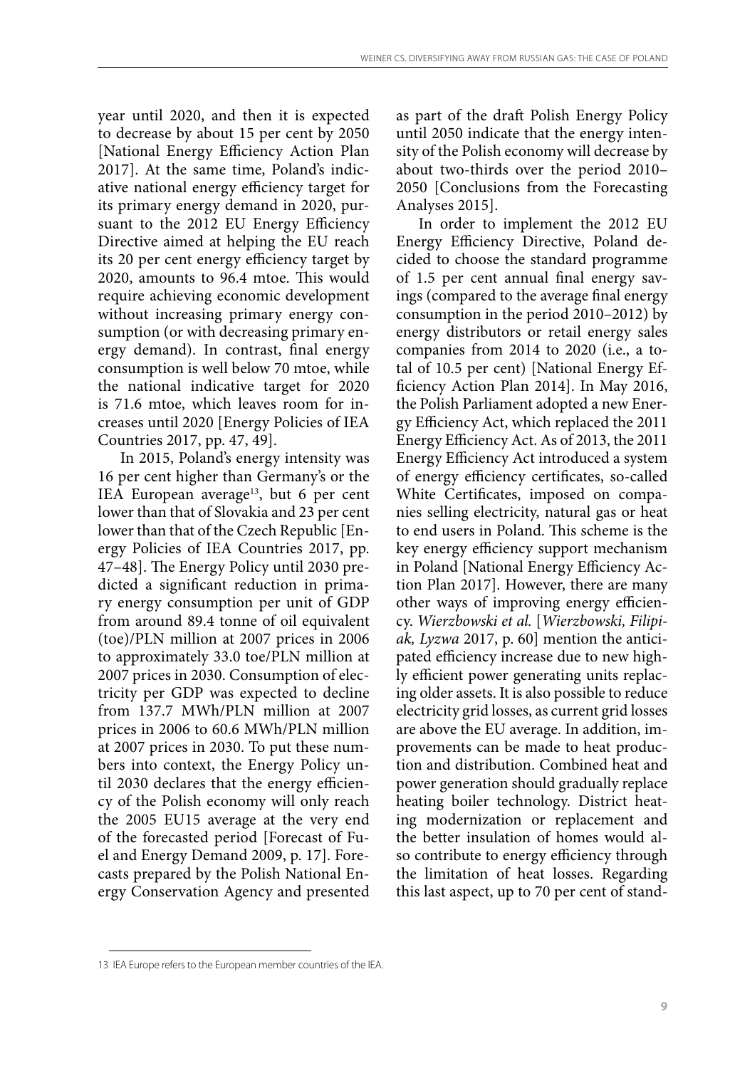year until 2020, and then it is expected to decrease by about 15 per cent by 2050 [National Energy Efficiency Action Plan 2017]. At the same time, Poland's indicative national energy efficiency target for its primary energy demand in 2020, pursuant to the 2012 EU Energy Efficiency Directive aimed at helping the EU reach its 20 per cent energy efficiency target by 2020, amounts to 96.4 mtoe. This would require achieving economic development without increasing primary energy consumption (or with decreasing primary energy demand). In contrast, final energy consumption is well below 70 mtoe, while the national indicative target for 2020 is 71.6 mtoe, which leaves room for increases until 2020 [Energy Policies of IEA Countries 2017, pp. 47, 49].

In 2015, Poland's energy intensity was 16 per cent higher than Germany's or the IEA European average[13], but 6 per cent lower than that of Slovakia and 23 per cent lower than that of the Czech Republic [Energy Policies of IEA Countries 2017, pp. 47–48]. The Energy Policy until 2030 predicted a significant reduction in primary energy consumption per unit of GDP from around 89.4 tonne of oil equivalent (toe)/PLN million at 2007 prices in 2006 to approximately 33.0 toe/PLN million at 2007 prices in 2030. Consumption of electricity per GDP was expected to decline from 137.7 MWh/PLN million at 2007 prices in 2006 to 60.6 MWh/PLN million at 2007 prices in 2030. To put these numbers into context, the Energy Policy until 2030 declares that the energy efficiency of the Polish economy will only reach the 2005 EU15 average at the very end of the forecasted period [Forecast of Fuel and Energy Demand 2009, p. 17]. Forecasts prepared by the Polish National Energy Conservation Agency and presented as part of the draft Polish Energy Policy until 2050 indicate that the energy intensity of the Polish economy will decrease by about two-thirds over the period 2010–2050 [Conclusions from the Forecasting Analyses 2015].

In order to implement the 2012 EU Energy Efficiency Directive, Poland decided to choose the standard programme of 1.5 per cent annual final energy savings (compared to the average final energy consumption in the period 2010–2012) by energy distributors or retail energy sales companies from 2014 to 2020 (i.e., a total of 10.5 per cent) [National Energy Efficiency Action Plan 2014]. In May 2016, the Polish Parliament adopted a new Energy Efficiency Act, which replaced the 2011 Energy Efficiency Act. As of 2013, the 2011 Energy Efficiency Act introduced a system of energy efficiency certificates, so-called White Certificates, imposed on companies selling electricity, natural gas or heat to end users in Poland. This scheme is the key energy efficiency support mechanism in Poland [National Energy Efficiency Action Plan 2017]. However, there are many other ways of improving energy efficiency. *Wierzbowski et al.* [*Wierzbowski, Filipiak, Lyzwa* 2017, p. 60] mention the anticipated efficiency increase due to new highly efficient power generating units replacing older assets. It is also possible to reduce electricity grid losses, as current grid losses are above the EU average. In addition, improvements can be made to heat production and distribution. Combined heat and power generation should gradually replace heating boiler technology. District heating modernization or replacement and the better insulation of homes would also contribute to energy efficiency through the limitation of heat losses. Regarding this last aspect, up to 70 per cent of stand-

13 IEA Europe refers to the European member countries of the IEA.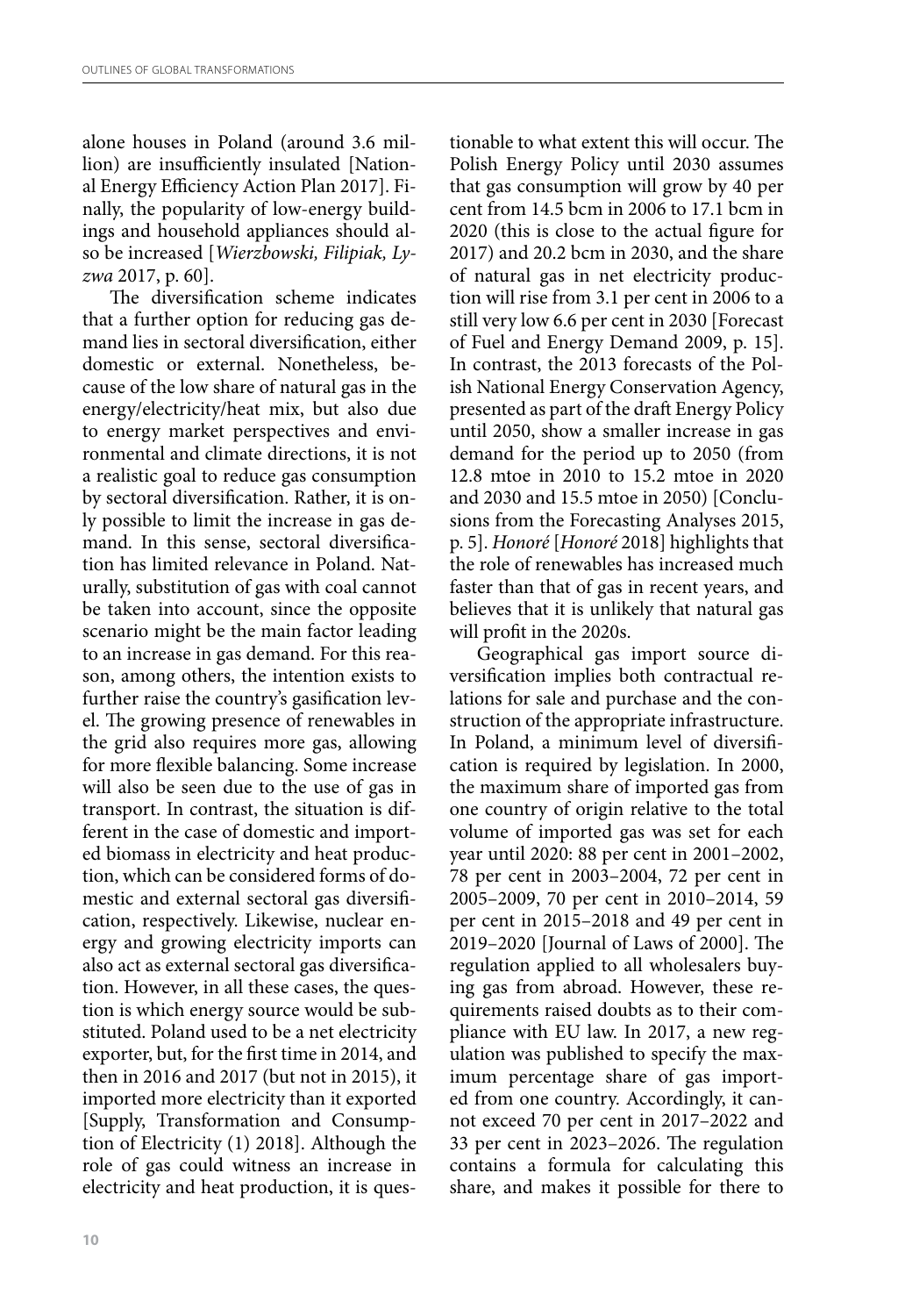alone houses in Poland (around 3.6 million) are insufficiently insulated [National Energy Efficiency Action Plan 2017]. Finally, the popularity of low-energy buildings and household appliances should also be increased [*Wierzbowski, Filipiak, Lyzwa* 2017, p. 60].

The diversification scheme indicates that a further option for reducing gas demand lies in sectoral diversification, either domestic or external. Nonetheless, because of the low share of natural gas in the energy/electricity/heat mix, but also due to energy market perspectives and environmental and climate directions, it is not a realistic goal to reduce gas consumption by sectoral diversification. Rather, it is only possible to limit the increase in gas demand. In this sense, sectoral diversification has limited relevance in Poland. Naturally, substitution of gas with coal cannot be taken into account, since the opposite scenario might be the main factor leading to an increase in gas demand. For this reason, among others, the intention exists to further raise the country's gasification level. The growing presence of renewables in the grid also requires more gas, allowing for more flexible balancing. Some increase will also be seen due to the use of gas in transport. In contrast, the situation is different in the case of domestic and imported biomass in electricity and heat production, which can be considered forms of domestic and external sectoral gas diversification, respectively. Likewise, nuclear energy and growing electricity imports can also act as external sectoral gas diversification. However, in all these cases, the question is which energy source would be substituted. Poland used to be a net electricity exporter, but, for the first time in 2014, and then in 2016 and 2017 (but not in 2015), it imported more electricity than it exported [Supply, Transformation and Consumption of Electricity (1) 2018]. Although the role of gas could witness an increase in electricity and heat production, it is questionable to what extent this will occur. The Polish Energy Policy until 2030 assumes that gas consumption will grow by 40 per cent from 14.5 bcm in 2006 to 17.1 bcm in 2020 (this is close to the actual figure for 2017) and 20.2 bcm in 2030, and the share of natural gas in net electricity production will rise from 3.1 per cent in 2006 to a still very low 6.6 per cent in 2030 [Forecast of Fuel and Energy Demand 2009, p. 15]. In contrast, the 2013 forecasts of the Polish National Energy Conservation Agency, presented as part of the draft Energy Policy until 2050, show a smaller increase in gas demand for the period up to 2050 (from 12.8 mtoe in 2010 to 15.2 mtoe in 2020 and 2030 and 15.5 mtoe in 2050) [Conclusions from the Forecasting Analyses 2015, p. 5]. *Honoré* [*Honoré* 2018] highlights that the role of renewables has increased much faster than that of gas in recent years, and believes that it is unlikely that natural gas will profit in the 2020s.

Geographical gas import source diversification implies both contractual relations for sale and purchase and the construction of the appropriate infrastructure. In Poland, a minimum level of diversification is required by legislation. In 2000, the maximum share of imported gas from one country of origin relative to the total volume of imported gas was set for each year until 2020: 88 per cent in 2001–2002, 78 per cent in 2003–2004, 72 per cent in 2005–2009, 70 per cent in 2010–2014, 59 per cent in 2015–2018 and 49 per cent in 2019–2020 [Journal of Laws of 2000]. The regulation applied to all wholesalers buying gas from abroad. However, these requirements raised doubts as to their compliance with EU law. In 2017, a new regulation was published to specify the maximum percentage share of gas imported from one country. Accordingly, it cannot exceed 70 per cent in 2017–2022 and 33 per cent in 2023–2026. The regulation contains a formula for calculating this share, and makes it possible for there to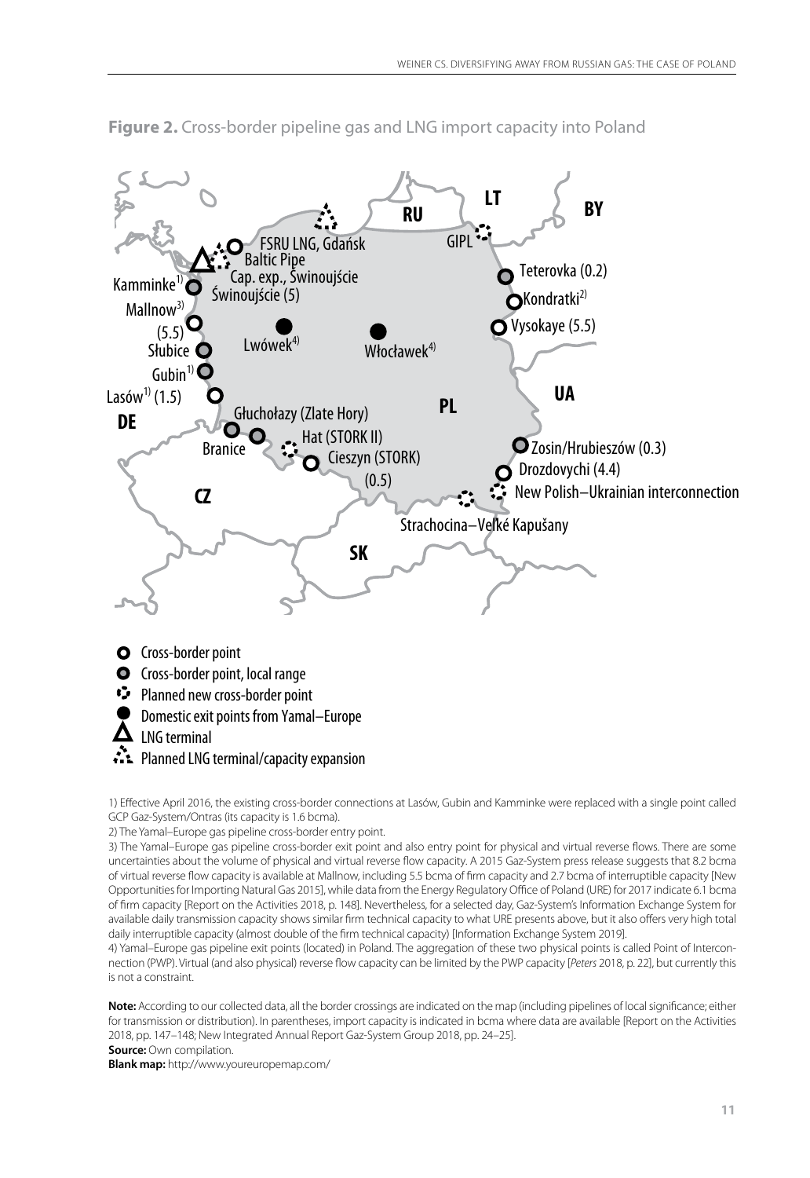**Figure 2.** Cross-border pipeline gas and LNG import capacity into Poland

Cross-border point
Cross-border point, local range
Planned new cross-border point
Domestic exit points from Yamal–Europe
LNG terminal
Planned LNG terminal/capacity expansion

1) Effective April 2016, the existing cross-border connections at Lasów, Gubin and Kamminke were replaced with a single point called GCP Gaz-System/Ontras (its capacity is 1.6 bcma).

2) The Yamal–Europe gas pipeline cross-border entry point.

3) The Yamal–Europe gas pipeline cross-border exit point and also entry point for physical and virtual reverse flows. There are some uncertainties about the volume of physical and virtual reverse flow capacity. A 2015 Gaz-System press release suggests that 8.2 bcma of virtual reverse flow capacity is available at Mallnow, including 5.5 bcma of firm capacity and 2.7 bcma of interruptible capacity [New Opportunities for Importing Natural Gas 2015], while data from the Energy Regulatory Office of Poland (URE) for 2017 indicate 6.1 bcma of firm capacity [Report on the Activities 2018, p. 148]. Nevertheless, for a selected day, Gaz-System's Information Exchange System for available daily transmission capacity shows similar firm technical capacity to what URE presents above, but it also offers very high total daily interruptible capacity (almost double of the firm technical capacity) [Information Exchange System 2019].

4) Yamal–Europe gas pipeline exit points (located) in Poland. The aggregation of these two physical points is called Point of Interconnection (PWP). Virtual (and also physical) reverse flow capacity can be limited by the PWP capacity [*Peters* 2018, p. 22], but currently this is not a constraint.

**Note:** According to our collected data, all the border crossings are indicated on the map (including pipelines of local significance; either for transmission or distribution). In parentheses, import capacity is indicated in bcma where data are available [Report on the Activities 2018, pp. 147–148; New Integrated Annual Report Gaz-System Group 2018, pp. 24–25].

**Source:** Own compilation.

**Blank map:** http://www.youreuropemap.com/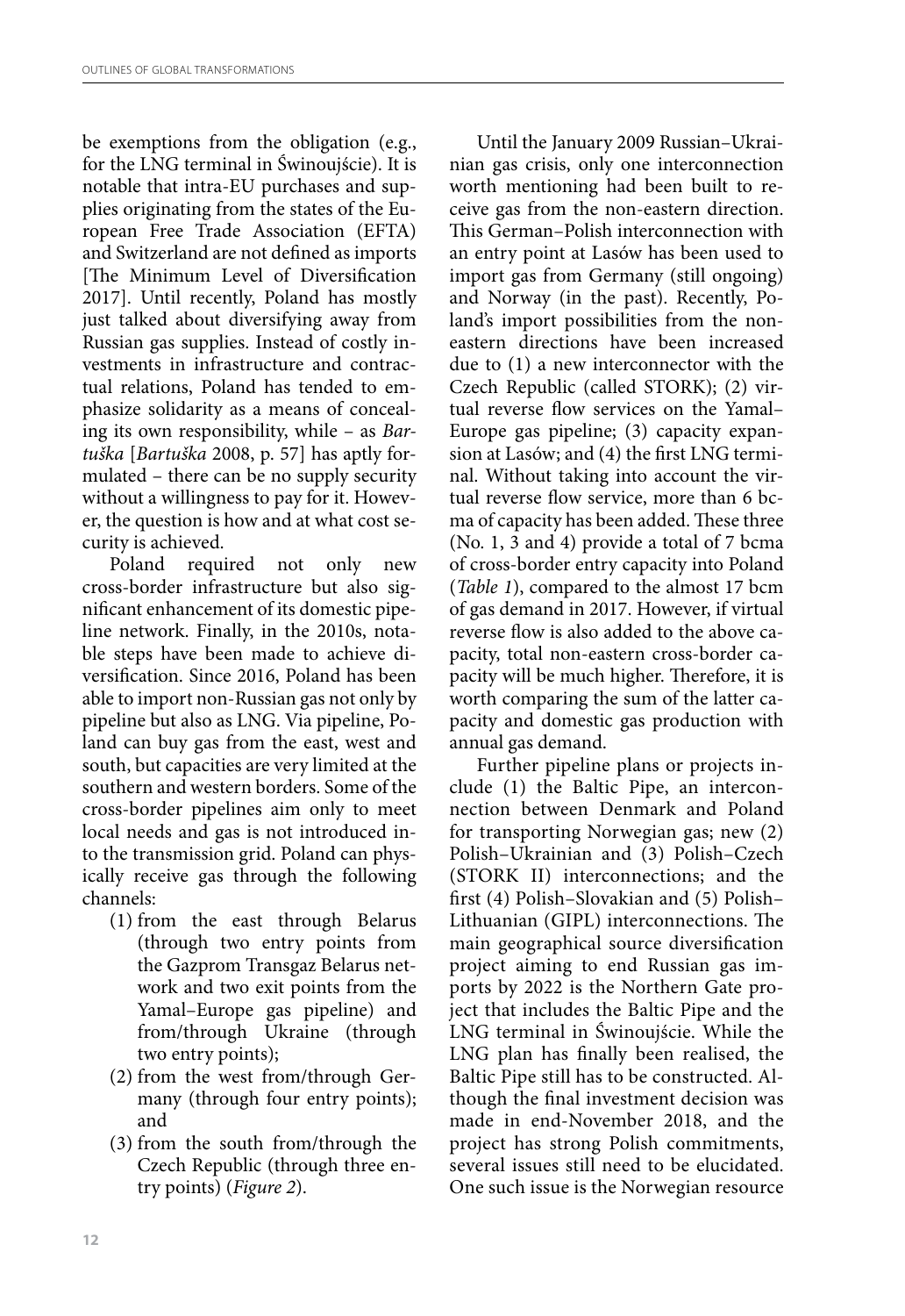be exemptions from the obligation (e.g., for the LNG terminal in Świnoujście). It is notable that intra-EU purchases and supplies originating from the states of the European Free Trade Association (EFTA) and Switzerland are not defined as imports [The Minimum Level of Diversification 2017]. Until recently, Poland has mostly just talked about diversifying away from Russian gas supplies. Instead of costly investments in infrastructure and contractual relations, Poland has tended to emphasize solidarity as a means of concealing its own responsibility, while – as *Bartuška* [*Bartuška* 2008, p. 57] has aptly formulated – there can be no supply security without a willingness to pay for it. However, the question is how and at what cost security is achieved.

Poland required not only new cross-border infrastructure but also significant enhancement of its domestic pipeline network. Finally, in the 2010s, notable steps have been made to achieve diversification. Since 2016, Poland has been able to import non-Russian gas not only by pipeline but also as LNG. Via pipeline, Poland can buy gas from the east, west and south, but capacities are very limited at the southern and western borders. Some of the cross-border pipelines aim only to meet local needs and gas is not introduced into the transmission grid. Poland can physically receive gas through the following channels:

1. from the east through Belarus (through two entry points from the Gazprom Transgaz Belarus network and two exit points from the Yamal–Europe gas pipeline) and from/through Ukraine (through two entry points);
2. from the west from/through Germany (through four entry points); and
3. from the south from/through the Czech Republic (through three entry points) (*Figure 2*).

Until the January 2009 Russian–Ukrainian gas crisis, only one interconnection worth mentioning had been built to receive gas from the non-eastern direction. This German–Polish interconnection with an entry point at Lasów has been used to import gas from Germany (still ongoing) and Norway (in the past). Recently, Poland's import possibilities from the non-eastern directions have been increased due to (1) a new interconnector with the Czech Republic (called STORK); (2) virtual reverse flow services on the Yamal–Europe gas pipeline; (3) capacity expansion at Lasów; and (4) the first LNG terminal. Without taking into account the virtual reverse flow service, more than 6 bcma of capacity has been added. These three (No. 1, 3 and 4) provide a total of 7 bcma of cross-border entry capacity into Poland (*Table 1*), compared to the almost 17 bcm of gas demand in 2017. However, if virtual reverse flow is also added to the above capacity, total non-eastern cross-border capacity will be much higher. Therefore, it is worth comparing the sum of the latter capacity and domestic gas production with annual gas demand.

Further pipeline plans or projects include (1) the Baltic Pipe, an interconnection between Denmark and Poland for transporting Norwegian gas; new (2) Polish–Ukrainian and (3) Polish–Czech (STORK II) interconnections; and the first (4) Polish–Slovakian and (5) Polish–Lithuanian (GIPL) interconnections. The main geographical source diversification project aiming to end Russian gas imports by 2022 is the Northern Gate project that includes the Baltic Pipe and the LNG terminal in Świnoujście. While the LNG plan has finally been realised, the Baltic Pipe still has to be constructed. Although the final investment decision was made in end-November 2018, and the project has strong Polish commitments, several issues still need to be elucidated. One such issue is the Norwegian resource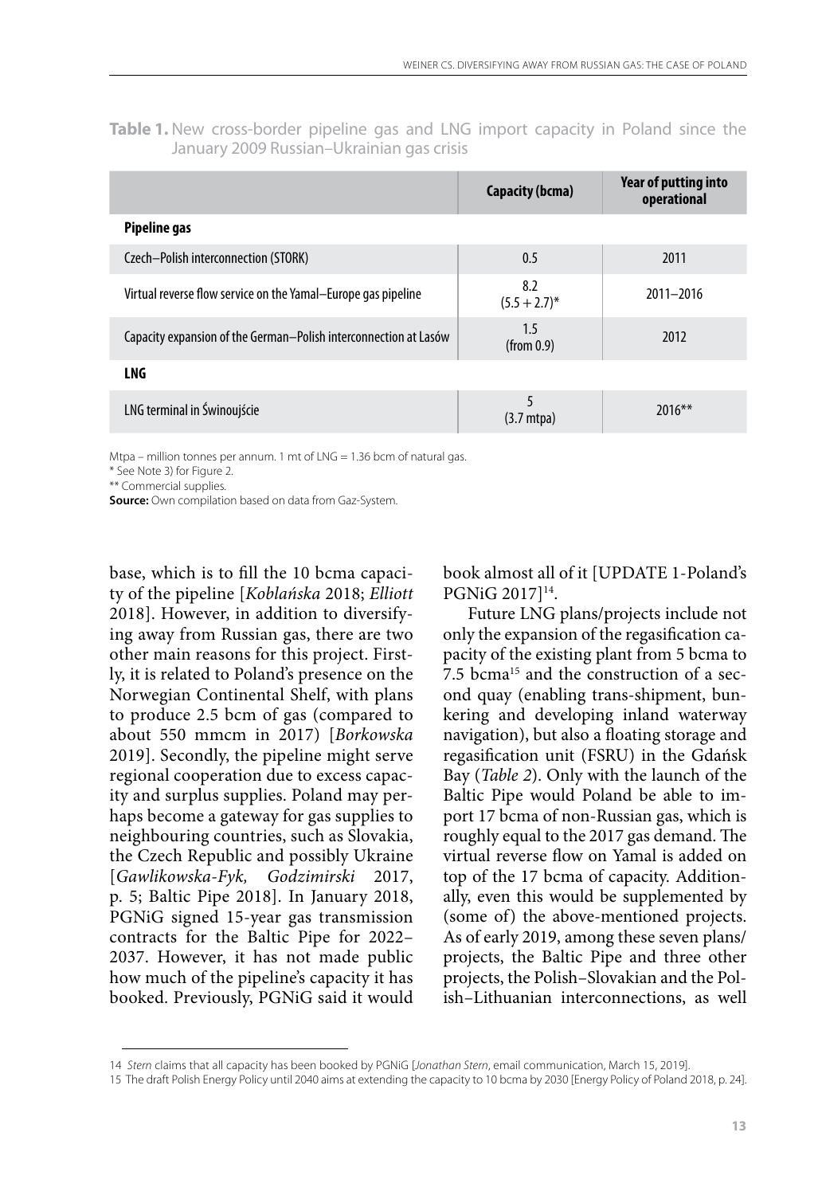**Table 1.** New cross-border pipeline gas and LNG import capacity in Poland since the January 2009 Russian–Ukrainian gas crisis

| | Capacity (bcma) | Year of putting into operational |
|---|---|---|
| **Pipeline gas** | | |
| Czech–Polish interconnection (STORK) | 0.5 | 2011 |
| Virtual reverse flow service on the Yamal–Europe gas pipeline | 8.2 (5.5 + 2.7)* | 2011–2016 |
| Capacity expansion of the German–Polish interconnection at Lasów | 1.5 (from 0.9) | 2012 |
| **LNG** | | |
| LNG terminal in Świnoujście | 5 (3.7 mtpa) | 2016** |

Mtpa – million tonnes per annum. 1 mt of LNG = 1.36 bcm of natural gas.
* See Note 3) for Figure 2.
** Commercial supplies.
**Source:** Own compilation based on data from Gaz-System.

base, which is to fill the 10 bcma capacity of the pipeline [*Koblańska* 2018; *Elliott* 2018]. However, in addition to diversifying away from Russian gas, there are two other main reasons for this project. Firstly, it is related to Poland's presence on the Norwegian Continental Shelf, with plans to produce 2.5 bcm of gas (compared to about 550 mmcm in 2017) [*Borkowska* 2019]. Secondly, the pipeline might serve regional cooperation due to excess capacity and surplus supplies. Poland may perhaps become a gateway for gas supplies to neighbouring countries, such as Slovakia, the Czech Republic and possibly Ukraine [*Gawlikowska-Fyk, Godzimirski* 2017, p. 5; Baltic Pipe 2018]. In January 2018, PGNiG signed 15-year gas transmission contracts for the Baltic Pipe for 2022–2037. However, it has not made public how much of the pipeline's capacity it has booked. Previously, PGNiG said it would book almost all of it [UPDATE 1-Poland's PGNiG 2017][14].

Future LNG plans/projects include not only the expansion of the regasification capacity of the existing plant from 5 bcma to 7.5 bcma[15] and the construction of a second quay (enabling trans-shipment, bunkering and developing inland waterway navigation), but also a floating storage and regasification unit (FSRU) in the Gdańsk Bay (*Table 2*). Only with the launch of the Baltic Pipe would Poland be able to import 17 bcma of non-Russian gas, which is roughly equal to the 2017 gas demand. The virtual reverse flow on Yamal is added on top of the 17 bcma of capacity. Additionally, even this would be supplemented by (some of) the above-mentioned projects. As of early 2019, among these seven plans/projects, the Baltic Pipe and three other projects, the Polish–Slovakian and the Polish–Lithuanian interconnections, as well

14 *Stern* claims that all capacity has been booked by PGNiG [*Jonathan Stern*, email communication, March 15, 2019].

15 The draft Polish Energy Policy until 2040 aims at extending the capacity to 10 bcma by 2030 [Energy Policy of Poland 2018, p. 24].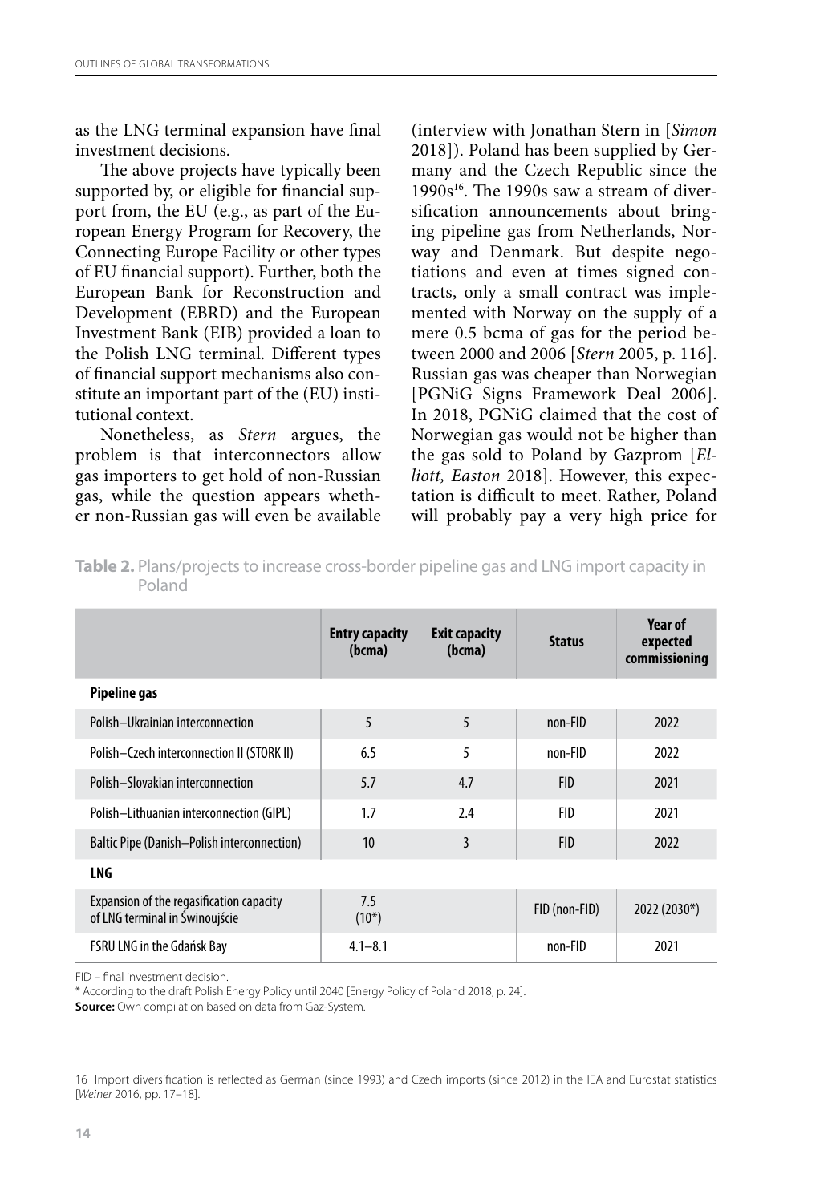as the LNG terminal expansion have final investment decisions.

The above projects have typically been supported by, or eligible for financial support from, the EU (e.g., as part of the European Energy Program for Recovery, the Connecting Europe Facility or other types of EU financial support). Further, both the European Bank for Reconstruction and Development (EBRD) and the European Investment Bank (EIB) provided a loan to the Polish LNG terminal. Different types of financial support mechanisms also constitute an important part of the (EU) institutional context.

Nonetheless, as *Stern* argues, the problem is that interconnectors allow gas importers to get hold of non-Russian gas, while the question appears whether non-Russian gas will even be available (interview with Jonathan Stern in [*Simon* 2018]). Poland has been supplied by Germany and the Czech Republic since the 1990s[16]. The 1990s saw a stream of diversification announcements about bringing pipeline gas from Netherlands, Norway and Denmark. But despite negotiations and even at times signed contracts, only a small contract was implemented with Norway on the supply of a mere 0.5 bcma of gas for the period between 2000 and 2006 [*Stern* 2005, p. 116]. Russian gas was cheaper than Norwegian [PGNiG Signs Framework Deal 2006]. In 2018, PGNiG claimed that the cost of Norwegian gas would not be higher than the gas sold to Poland by Gazprom [*Elliott, Easton* 2018]. However, this expectation is difficult to meet. Rather, Poland will probably pay a very high price for

**Table 2.** Plans/projects to increase cross-border pipeline gas and LNG import capacity in Poland

| | Entry capacity (bcma) | Exit capacity (bcma) | Status | Year of expected commissioning |
|---|---|---|---|---|
| **Pipeline gas** | | | | |
| Polish–Ukrainian interconnection | 5 | 5 | non-FID | 2022 |
| Polish–Czech interconnection II (STORK II) | 6.5 | 5 | non-FID | 2022 |
| Polish–Slovakian interconnection | 5.7 | 4.7 | FID | 2021 |
| Polish–Lithuanian interconnection (GIPL) | 1.7 | 2.4 | FID | 2021 |
| Baltic Pipe (Danish–Polish interconnection) | 10 | 3 | FID | 2022 |
| **LNG** | | | | |
| Expansion of the regasification capacity of LNG terminal in Świnoujście | 7.5 (10*) | | FID (non-FID) | 2022 (2030*) |
| FSRU LNG in the Gdańsk Bay | 4.1–8.1 | | non-FID | 2021 |

FID – final investment decision.

\* According to the draft Polish Energy Policy until 2040 [Energy Policy of Poland 2018, p. 24].

**Source:** Own compilation based on data from Gaz-System.

16 Import diversification is reflected as German (since 1993) and Czech imports (since 2012) in the IEA and Eurostat statistics [*Weiner* 2016, pp. 17–18].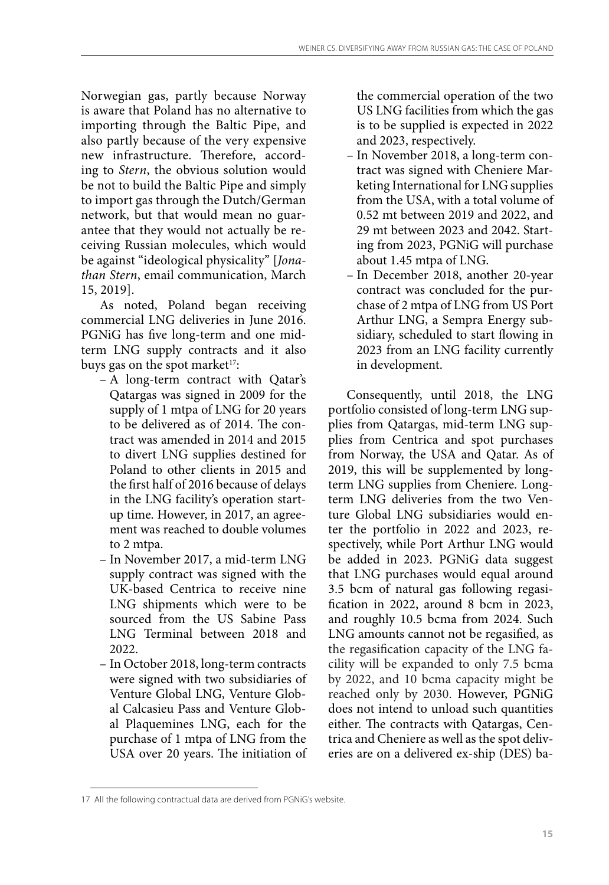Norwegian gas, partly because Norway is aware that Poland has no alternative to importing through the Baltic Pipe, and also partly because of the very expensive new infrastructure. Therefore, according to *Stern*, the obvious solution would be not to build the Baltic Pipe and simply to import gas through the Dutch/German network, but that would mean no guarantee that they would not actually be receiving Russian molecules, which would be against "ideological physicality" [*Jonathan Stern*, email communication, March 15, 2019].

As noted, Poland began receiving commercial LNG deliveries in June 2016. PGNiG has five long-term and one mid-term LNG supply contracts and it also buys gas on the spot market[17]:

- A long-term contract with Qatar's Qatargas was signed in 2009 for the supply of 1 mtpa of LNG for 20 years to be delivered as of 2014. The contract was amended in 2014 and 2015 to divert LNG supplies destined for Poland to other clients in 2015 and the first half of 2016 because of delays in the LNG facility's operation start-up time. However, in 2017, an agreement was reached to double volumes to 2 mtpa.
- In November 2017, a mid-term LNG supply contract was signed with the UK-based Centrica to receive nine LNG shipments which were to be sourced from the US Sabine Pass LNG Terminal between 2018 and 2022.
- In October 2018, long-term contracts were signed with two subsidiaries of Venture Global LNG, Venture Global Calcasieu Pass and Venture Global Plaquemines LNG, each for the purchase of 1 mtpa of LNG from the USA over 20 years. The initiation of the commercial operation of the two US LNG facilities from which the gas is to be supplied is expected in 2022 and 2023, respectively.
- In November 2018, a long-term contract was signed with Cheniere Marketing International for LNG supplies from the USA, with a total volume of 0.52 mt between 2019 and 2022, and 29 mt between 2023 and 2042. Starting from 2023, PGNiG will purchase about 1.45 mtpa of LNG.
- In December 2018, another 20-year contract was concluded for the purchase of 2 mtpa of LNG from US Port Arthur LNG, a Sempra Energy subsidiary, scheduled to start flowing in 2023 from an LNG facility currently in development.

Consequently, until 2018, the LNG portfolio consisted of long-term LNG supplies from Qatargas, mid-term LNG supplies from Centrica and spot purchases from Norway, the USA and Qatar. As of 2019, this will be supplemented by long-term LNG supplies from Cheniere. Long-term LNG deliveries from the two Venture Global LNG subsidiaries would enter the portfolio in 2022 and 2023, respectively, while Port Arthur LNG would be added in 2023. PGNiG data suggest that LNG purchases would equal around 3.5 bcm of natural gas following regasification in 2022, around 8 bcm in 2023, and roughly 10.5 bcma from 2024. Such LNG amounts cannot not be regasified, as the regasification capacity of the LNG facility will be expanded to only 7.5 bcma by 2022, and 10 bcma capacity might be reached only by 2030. However, PGNiG does not intend to unload such quantities either. The contracts with Qatargas, Centrica and Cheniere as well as the spot deliveries are on a delivered ex-ship (DES) ba-

17 All the following contractual data are derived from PGNiG's website.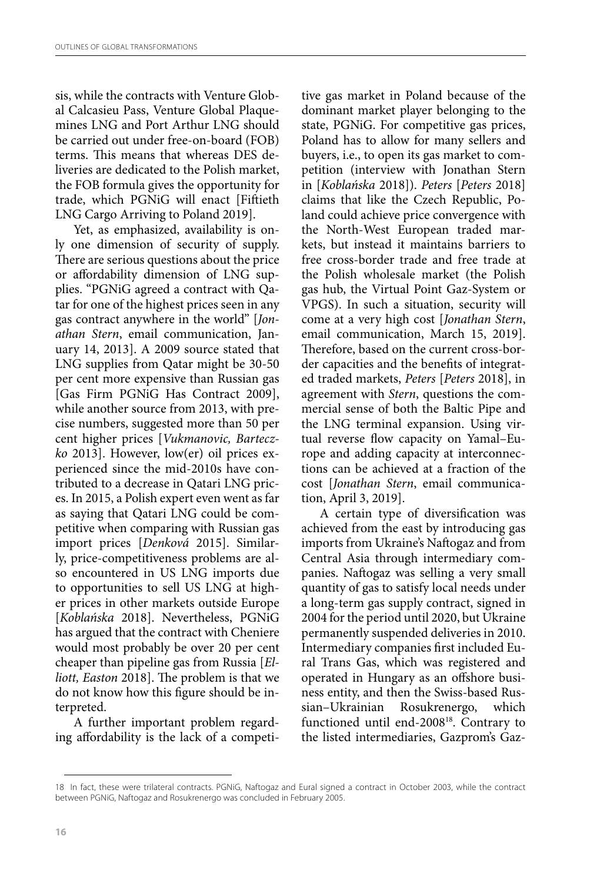sis, while the contracts with Venture Global Calcasieu Pass, Venture Global Plaquemines LNG and Port Arthur LNG should be carried out under free-on-board (FOB) terms. This means that whereas DES deliveries are dedicated to the Polish market, the FOB formula gives the opportunity for trade, which PGNiG will enact [Fiftieth LNG Cargo Arriving to Poland 2019].

Yet, as emphasized, availability is only one dimension of security of supply. There are serious questions about the price or affordability dimension of LNG supplies. "PGNiG agreed a contract with Qatar for one of the highest prices seen in any gas contract anywhere in the world" [*Jonathan Stern*, email communication, January 14, 2013]. A 2009 source stated that LNG supplies from Qatar might be 30-50 per cent more expensive than Russian gas [Gas Firm PGNiG Has Contract 2009], while another source from 2013, with precise numbers, suggested more than 50 per cent higher prices [*Vukmanovic, Barteczko* 2013]. However, low(er) oil prices experienced since the mid-2010s have contributed to a decrease in Qatari LNG prices. In 2015, a Polish expert even went as far as saying that Qatari LNG could be competitive when comparing with Russian gas import prices [*Denková* 2015]. Similarly, price-competitiveness problems are also encountered in US LNG imports due to opportunities to sell US LNG at higher prices in other markets outside Europe [*Koblańska* 2018]. Nevertheless, PGNiG has argued that the contract with Cheniere would most probably be over 20 per cent cheaper than pipeline gas from Russia [*Elliott, Easton* 2018]. The problem is that we do not know how this figure should be interpreted.

A further important problem regarding affordability is the lack of a competitive gas market in Poland because of the dominant market player belonging to the state, PGNiG. For competitive gas prices, Poland has to allow for many sellers and buyers, i.e., to open its gas market to competition (interview with Jonathan Stern in [*Koblańska* 2018]). *Peters* [*Peters* 2018] claims that like the Czech Republic, Poland could achieve price convergence with the North-West European traded markets, but instead it maintains barriers to free cross-border trade and free trade at the Polish wholesale market (the Polish gas hub, the Virtual Point Gaz-System or VPGS). In such a situation, security will come at a very high cost [*Jonathan Stern*, email communication, March 15, 2019]. Therefore, based on the current cross-border capacities and the benefits of integrated traded markets, *Peters* [*Peters* 2018], in agreement with *Stern*, questions the commercial sense of both the Baltic Pipe and the LNG terminal expansion. Using virtual reverse flow capacity on Yamal–Europe and adding capacity at interconnections can be achieved at a fraction of the cost [*Jonathan Stern*, email communication, April 3, 2019].

A certain type of diversification was achieved from the east by introducing gas imports from Ukraine's Naftogaz and from Central Asia through intermediary companies. Naftogaz was selling a very small quantity of gas to satisfy local needs under a long-term gas supply contract, signed in 2004 for the period until 2020, but Ukraine permanently suspended deliveries in 2010. Intermediary companies first included Eural Trans Gas, which was registered and operated in Hungary as an offshore business entity, and then the Swiss-based Russian–Ukrainian Rosukrenergo, which functioned until end-2008[18]. Contrary to the listed intermediaries, Gazprom's Gaz-

---

18 In fact, these were trilateral contracts. PGNiG, Naftogaz and Eural signed a contract in October 2003, while the contract between PGNiG, Naftogaz and Rosukrenergo was concluded in February 2005.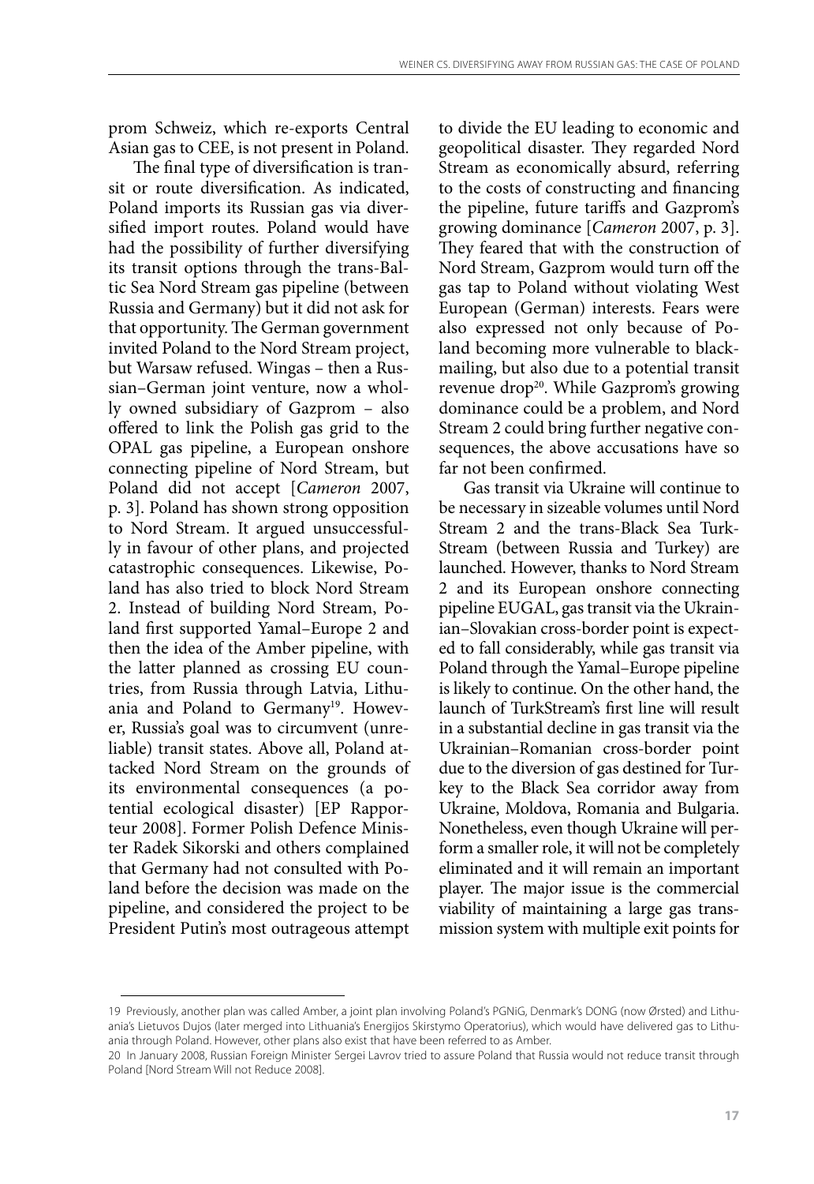prom Schweiz, which re-exports Central Asian gas to CEE, is not present in Poland.

The final type of diversification is transit or route diversification. As indicated, Poland imports its Russian gas via diversified import routes. Poland would have had the possibility of further diversifying its transit options through the trans-Baltic Sea Nord Stream gas pipeline (between Russia and Germany) but it did not ask for that opportunity. The German government invited Poland to the Nord Stream project, but Warsaw refused. Wingas – then a Russian–German joint venture, now a wholly owned subsidiary of Gazprom – also offered to link the Polish gas grid to the OPAL gas pipeline, a European onshore connecting pipeline of Nord Stream, but Poland did not accept [*Cameron* 2007, p. 3]. Poland has shown strong opposition to Nord Stream. It argued unsuccessfully in favour of other plans, and projected catastrophic consequences. Likewise, Poland has also tried to block Nord Stream 2. Instead of building Nord Stream, Poland first supported Yamal–Europe 2 and then the idea of the Amber pipeline, with the latter planned as crossing EU countries, from Russia through Latvia, Lithuania and Poland to Germany[19]. However, Russia's goal was to circumvent (unreliable) transit states. Above all, Poland attacked Nord Stream on the grounds of its environmental consequences (a potential ecological disaster) [EP Rapporteur 2008]. Former Polish Defence Minister Radek Sikorski and others complained that Germany had not consulted with Poland before the decision was made on the pipeline, and considered the project to be President Putin's most outrageous attempt to divide the EU leading to economic and geopolitical disaster. They regarded Nord Stream as economically absurd, referring to the costs of constructing and financing the pipeline, future tariffs and Gazprom's growing dominance [*Cameron* 2007, p. 3]. They feared that with the construction of Nord Stream, Gazprom would turn off the gas tap to Poland without violating West European (German) interests. Fears were also expressed not only because of Poland becoming more vulnerable to blackmailing, but also due to a potential transit revenue drop[20]. While Gazprom's growing dominance could be a problem, and Nord Stream 2 could bring further negative consequences, the above accusations have so far not been confirmed.

Gas transit via Ukraine will continue to be necessary in sizeable volumes until Nord Stream 2 and the trans-Black Sea TurkStream (between Russia and Turkey) are launched. However, thanks to Nord Stream 2 and its European onshore connecting pipeline EUGAL, gas transit via the Ukrainian–Slovakian cross-border point is expected to fall considerably, while gas transit via Poland through the Yamal–Europe pipeline is likely to continue. On the other hand, the launch of TurkStream's first line will result in a substantial decline in gas transit via the Ukrainian–Romanian cross-border point due to the diversion of gas destined for Turkey to the Black Sea corridor away from Ukraine, Moldova, Romania and Bulgaria. Nonetheless, even though Ukraine will perform a smaller role, it will not be completely eliminated and it will remain an important player. The major issue is the commercial viability of maintaining a large gas transmission system with multiple exit points for

---

19 Previously, another plan was called Amber, a joint plan involving Poland's PGNiG, Denmark's DONG (now Ørsted) and Lithuania's Lietuvos Dujos (later merged into Lithuania's Energijos Skirstymo Operatorius), which would have delivered gas to Lithuania through Poland. However, other plans also exist that have been referred to as Amber.

20 In January 2008, Russian Foreign Minister Sergei Lavrov tried to assure Poland that Russia would not reduce transit through Poland [Nord Stream Will not Reduce 2008].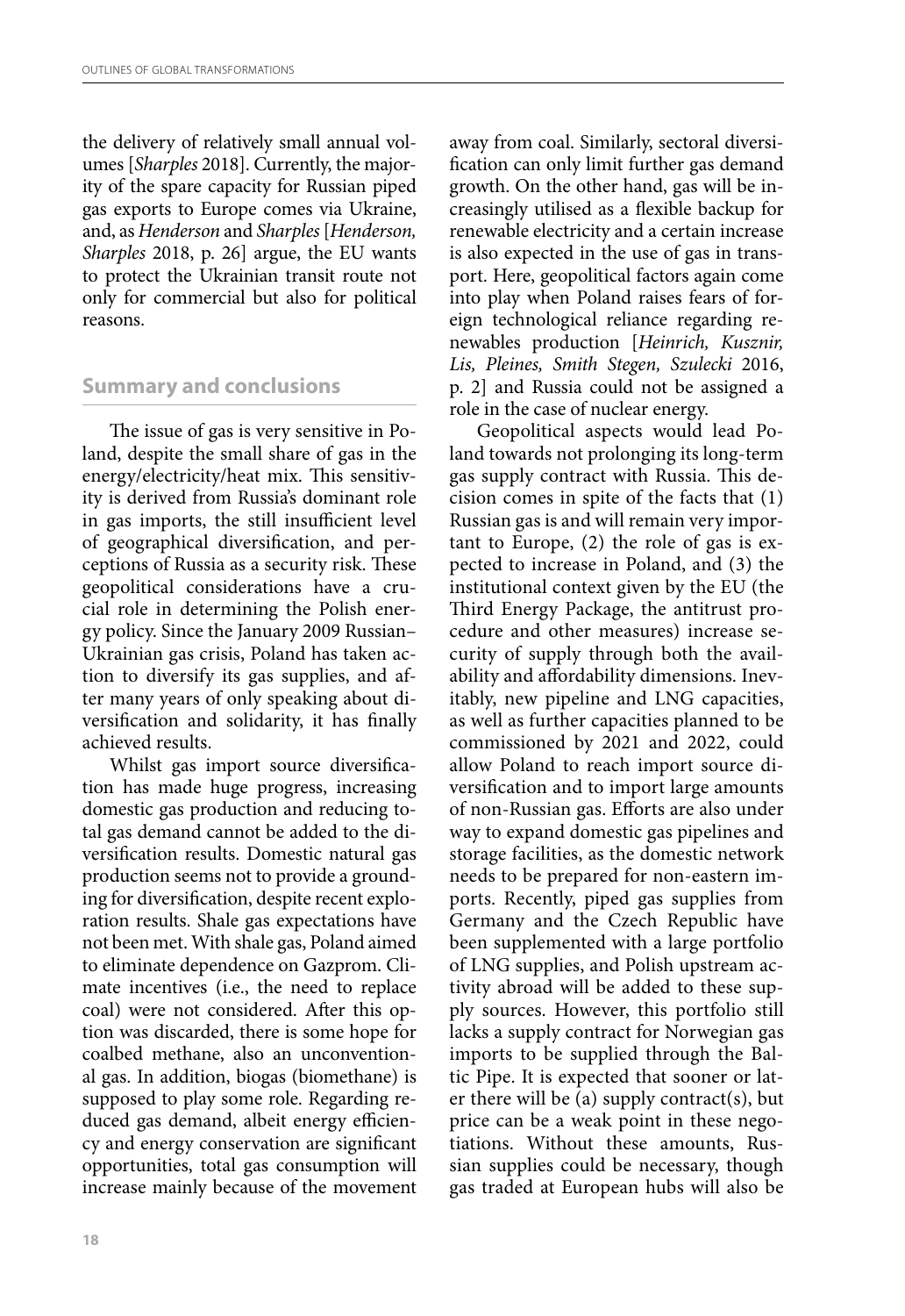the delivery of relatively small annual volumes [*Sharples* 2018]. Currently, the majority of the spare capacity for Russian piped gas exports to Europe comes via Ukraine, and, as *Henderson* and *Sharples* [*Henderson, Sharples* 2018, p. 26] argue, the EU wants to protect the Ukrainian transit route not only for commercial but also for political reasons.

## Summary and conclusions

The issue of gas is very sensitive in Poland, despite the small share of gas in the energy/electricity/heat mix. This sensitivity is derived from Russia's dominant role in gas imports, the still insufficient level of geographical diversification, and perceptions of Russia as a security risk. These geopolitical considerations have a crucial role in determining the Polish energy policy. Since the January 2009 Russian–Ukrainian gas crisis, Poland has taken action to diversify its gas supplies, and after many years of only speaking about diversification and solidarity, it has finally achieved results.

Whilst gas import source diversification has made huge progress, increasing domestic gas production and reducing total gas demand cannot be added to the diversification results. Domestic natural gas production seems not to provide a grounding for diversification, despite recent exploration results. Shale gas expectations have not been met. With shale gas, Poland aimed to eliminate dependence on Gazprom. Climate incentives (i.e., the need to replace coal) were not considered. After this option was discarded, there is some hope for coalbed methane, also an unconventional gas. In addition, biogas (biomethane) is supposed to play some role. Regarding reduced gas demand, albeit energy efficiency and energy conservation are significant opportunities, total gas consumption will increase mainly because of the movement away from coal. Similarly, sectoral diversification can only limit further gas demand growth. On the other hand, gas will be increasingly utilised as a flexible backup for renewable electricity and a certain increase is also expected in the use of gas in transport. Here, geopolitical factors again come into play when Poland raises fears of foreign technological reliance regarding renewables production [*Heinrich, Kusznir, Lis, Pleines, Smith Stegen, Szulecki* 2016, p. 2] and Russia could not be assigned a role in the case of nuclear energy.

Geopolitical aspects would lead Poland towards not prolonging its long-term gas supply contract with Russia. This decision comes in spite of the facts that (1) Russian gas is and will remain very important to Europe, (2) the role of gas is expected to increase in Poland, and (3) the institutional context given by the EU (the Third Energy Package, the antitrust procedure and other measures) increase security of supply through both the availability and affordability dimensions. Inevitably, new pipeline and LNG capacities, as well as further capacities planned to be commissioned by 2021 and 2022, could allow Poland to reach import source diversification and to import large amounts of non-Russian gas. Efforts are also under way to expand domestic gas pipelines and storage facilities, as the domestic network needs to be prepared for non-eastern imports. Recently, piped gas supplies from Germany and the Czech Republic have been supplemented with a large portfolio of LNG supplies, and Polish upstream activity abroad will be added to these supply sources. However, this portfolio still lacks a supply contract for Norwegian gas imports to be supplied through the Baltic Pipe. It is expected that sooner or later there will be (a) supply contract(s), but price can be a weak point in these negotiations. Without these amounts, Russian supplies could be necessary, though gas traded at European hubs will also be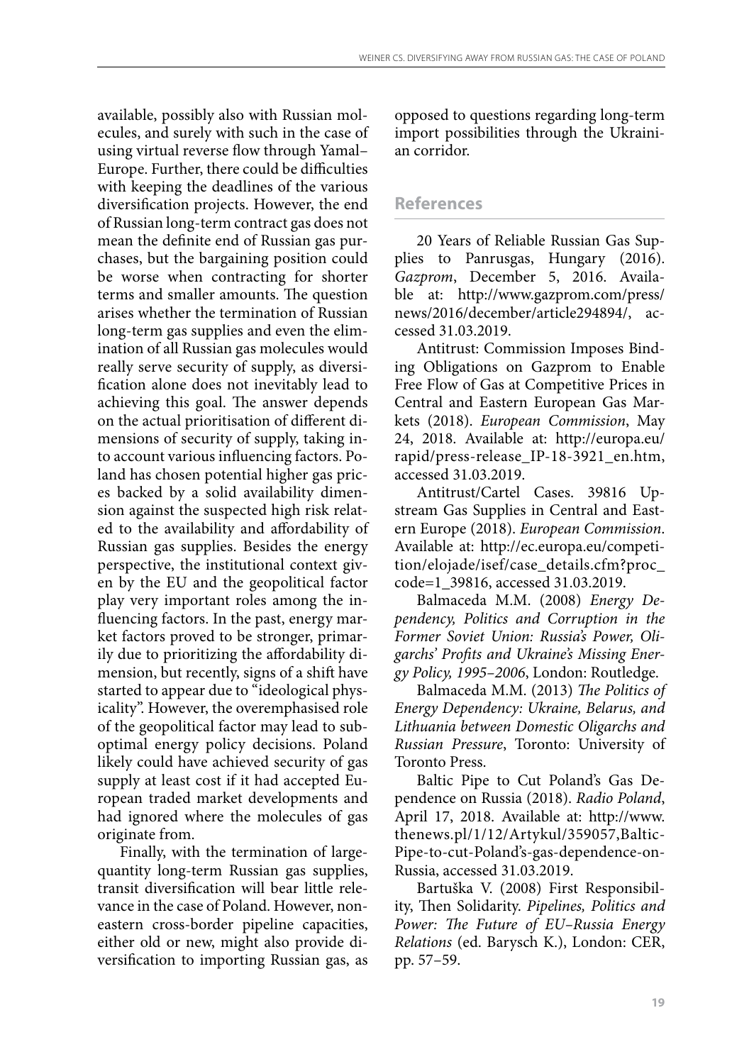available, possibly also with Russian molecules, and surely with such in the case of using virtual reverse flow through Yamal–Europe. Further, there could be difficulties with keeping the deadlines of the various diversification projects. However, the end of Russian long-term contract gas does not mean the definite end of Russian gas purchases, but the bargaining position could be worse when contracting for shorter terms and smaller amounts. The question arises whether the termination of Russian long-term gas supplies and even the elimination of all Russian gas molecules would really serve security of supply, as diversification alone does not inevitably lead to achieving this goal. The answer depends on the actual prioritisation of different dimensions of security of supply, taking into account various influencing factors. Poland has chosen potential higher gas prices backed by a solid availability dimension against the suspected high risk related to the availability and affordability of Russian gas supplies. Besides the energy perspective, the institutional context given by the EU and the geopolitical factor play very important roles among the influencing factors. In the past, energy market factors proved to be stronger, primarily due to prioritizing the affordability dimension, but recently, signs of a shift have started to appear due to "ideological physicality". However, the overemphasised role of the geopolitical factor may lead to suboptimal energy policy decisions. Poland likely could have achieved security of gas supply at least cost if it had accepted European traded market developments and had ignored where the molecules of gas originate from.

Finally, with the termination of large-quantity long-term Russian gas supplies, transit diversification will bear little relevance in the case of Poland. However, non-eastern cross-border pipeline capacities, either old or new, might also provide diversification to importing Russian gas, as opposed to questions regarding long-term import possibilities through the Ukrainian corridor.

## References

20 Years of Reliable Russian Gas Supplies to Panrusgas, Hungary (2016). *Gazprom*, December 5, 2016. Available at: http://www.gazprom.com/press/news/2016/december/article294894/, accessed 31.03.2019.

Antitrust: Commission Imposes Binding Obligations on Gazprom to Enable Free Flow of Gas at Competitive Prices in Central and Eastern European Gas Markets (2018). *European Commission*, May 24, 2018. Available at: http://europa.eu/rapid/press-release_IP-18-3921_en.htm, accessed 31.03.2019.

Antitrust/Cartel Cases. 39816 Upstream Gas Supplies in Central and Eastern Europe (2018). *European Commission*. Available at: http://ec.europa.eu/competition/elojade/isef/case_details.cfm?proc_code=1_39816, accessed 31.03.2019.

Balmaceda M.M. (2008) *Energy Dependency, Politics and Corruption in the Former Soviet Union: Russia's Power, Oligarchs' Profits and Ukraine's Missing Energy Policy, 1995–2006*, London: Routledge.

Balmaceda M.M. (2013) *The Politics of Energy Dependency: Ukraine, Belarus, and Lithuania between Domestic Oligarchs and Russian Pressure*, Toronto: University of Toronto Press.

Baltic Pipe to Cut Poland's Gas Dependence on Russia (2018). *Radio Poland*, April 17, 2018. Available at: http://www.thenews.pl/1/12/Artykul/359057,Baltic-Pipe-to-cut-Poland's-gas-dependence-on-Russia, accessed 31.03.2019.

Bartuška V. (2008) First Responsibility, Then Solidarity. *Pipelines, Politics and Power: The Future of EU–Russia Energy Relations* (ed. Barysch K.), London: CER, pp. 57–59.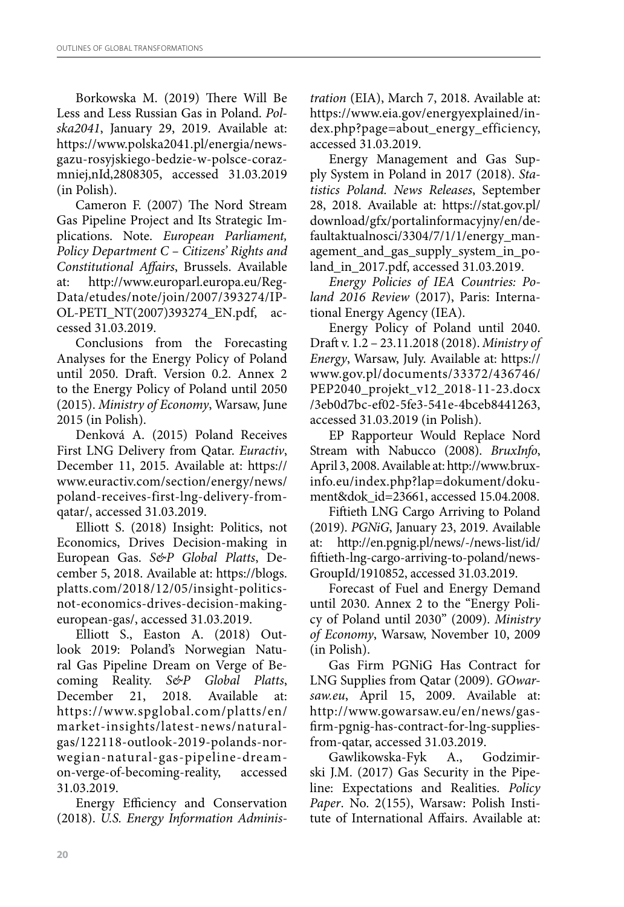Borkowska M. (2019) There Will Be Less and Less Russian Gas in Poland. *Polska2041*, January 29, 2019. Available at: https://www.polska2041.pl/energia/news-gazu-rosyjskiego-bedzie-w-polsce-coraz-mniej,nId,2808305, accessed 31.03.2019 (in Polish).

Cameron F. (2007) The Nord Stream Gas Pipeline Project and Its Strategic Implications. Note. *European Parliament, Policy Department C – Citizens' Rights and Constitutional Affairs*, Brussels. Available at: http://www.europarl.europa.eu/RegData/etudes/note/join/2007/393274/IP-OL-PETI_NT(2007)393274_EN.pdf, accessed 31.03.2019.

Conclusions from the Forecasting Analyses for the Energy Policy of Poland until 2050. Draft. Version 0.2. Annex 2 to the Energy Policy of Poland until 2050 (2015). *Ministry of Economy*, Warsaw, June 2015 (in Polish).

Denková A. (2015) Poland Receives First LNG Delivery from Qatar. *Euractiv*, December 11, 2015. Available at: https://www.euractiv.com/section/energy/news/poland-receives-first-lng-delivery-from-qatar/, accessed 31.03.2019.

Elliott S. (2018) Insight: Politics, not Economics, Drives Decision-making in European Gas. *S&P Global Platts*, December 5, 2018. Available at: https://blogs.platts.com/2018/12/05/insight-politics-not-economics-drives-decision-making-european-gas/, accessed 31.03.2019.

Elliott S., Easton A. (2018) Outlook 2019: Poland's Norwegian Natural Gas Pipeline Dream on Verge of Becoming Reality. *S&P Global Platts*, December 21, 2018. Available at: https://www.spglobal.com/platts/en/market-insights/latest-news/natural-gas/122118-outlook-2019-polands-norwegian-natural-gas-pipeline-dream-on-verge-of-becoming-reality, accessed 31.03.2019.

Energy Efficiency and Conservation (2018). *U.S. Energy Information Administration* (EIA), March 7, 2018. Available at: https://www.eia.gov/energyexplained/index.php?page=about_energy_efficiency, accessed 31.03.2019.

Energy Management and Gas Supply System in Poland in 2017 (2018). *Statistics Poland. News Releases*, September 28, 2018. Available at: https://stat.gov.pl/download/gfx/portalinformacyjny/en/defaultaktualnosci/3304/7/1/1/energy_management_and_gas_supply_system_in_poland_in_2017.pdf, accessed 31.03.2019.

*Energy Policies of IEA Countries: Poland 2016 Review* (2017), Paris: International Energy Agency (IEA).

Energy Policy of Poland until 2040. Draft v. 1.2 – 23.11.2018 (2018). *Ministry of Energy*, Warsaw, July. Available at: https://www.gov.pl/documents/33372/436746/PEP2040_projekt_v12_2018-11-23.docx/3eb0d7bc-ef02-5fe3-541e-4bceb8441263, accessed 31.03.2019 (in Polish).

EP Rapporteur Would Replace Nord Stream with Nabucco (2008). *BruxInfo*, April 3, 2008. Available at: http://www.bruxinfo.eu/index.php?lap=dokument/dokument&dok_id=23661, accessed 15.04.2008.

Fiftieth LNG Cargo Arriving to Poland (2019). *PGNiG*, January 23, 2019. Available at: http://en.pgnig.pl/news/-/news-list/id/fiftieth-lng-cargo-arriving-to-poland/newsGroupId/1910852, accessed 31.03.2019.

Forecast of Fuel and Energy Demand until 2030. Annex 2 to the "Energy Policy of Poland until 2030" (2009). *Ministry of Economy*, Warsaw, November 10, 2009 (in Polish).

Gas Firm PGNiG Has Contract for LNG Supplies from Qatar (2009). *GOwarsaw.eu*, April 15, 2009. Available at: http://www.gowarsaw.eu/en/news/gas-firm-pgnig-has-contract-for-lng-supplies-from-qatar, accessed 31.03.2019.

Gawlikowska-Fyk A., Godzimirski J.M. (2017) Gas Security in the Pipeline: Expectations and Realities. *Policy Paper*. No. 2(155), Warsaw: Polish Institute of International Affairs. Available at: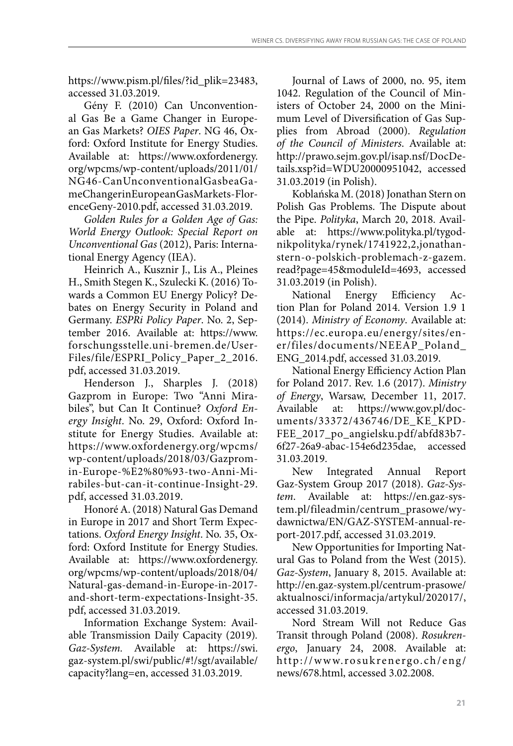https://www.pism.pl/files/?id_plik=23483, accessed 31.03.2019.

Gény F. (2010) Can Unconventional Gas Be a Game Changer in European Gas Markets? *OIES Paper*. NG 46, Oxford: Oxford Institute for Energy Studies. Available at: https://www.oxfordenergy.org/wpcms/wp-content/uploads/2011/01/NG46-CanUnconventionalGasbeaGameChangerinEuropeanGasMarkets-FlorenceGeny-2010.pdf, accessed 31.03.2019.

*Golden Rules for a Golden Age of Gas: World Energy Outlook: Special Report on Unconventional Gas* (2012), Paris: International Energy Agency (IEA).

Heinrich A., Kusznir J., Lis A., Pleines H., Smith Stegen K., Szulecki K. (2016) Towards a Common EU Energy Policy? Debates on Energy Security in Poland and Germany. *ESPRi Policy Paper*. No. 2, September 2016. Available at: https://www.forschungsstelle.uni-bremen.de/UserFiles/file/ESPRI_Policy_Paper_2_2016.pdf, accessed 31.03.2019.

Henderson J., Sharples J. (2018) Gazprom in Europe: Two "Anni Mirabiles", but Can It Continue? *Oxford Energy Insight*. No. 29, Oxford: Oxford Institute for Energy Studies. Available at: https://www.oxfordenergy.org/wpcms/wp-content/uploads/2018/03/Gazprom-in-Europe-%E2%80%93-two-Anni-Mirabiles-but-can-it-continue-Insight-29.pdf, accessed 31.03.2019.

Honoré A. (2018) Natural Gas Demand in Europe in 2017 and Short Term Expectations. *Oxford Energy Insight*. No. 35, Oxford: Oxford Institute for Energy Studies. Available at: https://www.oxfordenergy.org/wpcms/wp-content/uploads/2018/04/Natural-gas-demand-in-Europe-in-2017-and-short-term-expectations-Insight-35.pdf, accessed 31.03.2019.

Information Exchange System: Available Transmission Daily Capacity (2019). *Gaz-System*. Available at: https://swi.gaz-system.pl/swi/public/#!/sgt/available/capacity?lang=en, accessed 31.03.2019.

Journal of Laws of 2000, no. 95, item 1042. Regulation of the Council of Ministers of October 24, 2000 on the Minimum Level of Diversification of Gas Supplies from Abroad (2000). *Regulation of the Council of Ministers*. Available at: http://prawo.sejm.gov.pl/isap.nsf/DocDetails.xsp?id=WDU20000951042, accessed 31.03.2019 (in Polish).

Koblańska M. (2018) Jonathan Stern on Polish Gas Problems. The Dispute about the Pipe. *Polityka*, March 20, 2018. Available at: https://www.polityka.pl/tygodnikpolityka/rynek/1741922,2,jonathan-stern-o-polskich-problemach-z-gazem.read?page=45&moduleId=4693, accessed 31.03.2019 (in Polish).

National Energy Efficiency Action Plan for Poland 2014. Version 1.9 1 (2014). *Ministry of Economy*. Available at: https://ec.europa.eu/energy/sites/ener/files/documents/NEEAP_Poland_ENG_2014.pdf, accessed 31.03.2019.

National Energy Efficiency Action Plan for Poland 2017. Rev. 1.6 (2017). *Ministry of Energy*, Warsaw, December 11, 2017. Available at: https://www.gov.pl/documents/33372/436746/DE_KE_KPD-FEE_2017_po_angielsku.pdf/abfd83b7-6f27-26a9-abac-154e6d235dae, accessed 31.03.2019.

New Integrated Annual Report Gaz-System Group 2017 (2018). *Gaz-System*. Available at: https://en.gaz-system.pl/fileadmin/centrum_prasowe/wydawnictwa/EN/GAZ-SYSTEM-annual-report-2017.pdf, accessed 31.03.2019.

New Opportunities for Importing Natural Gas to Poland from the West (2015). *Gaz-System*, January 8, 2015. Available at: http://en.gaz-system.pl/centrum-prasowe/aktualnosci/informacja/artykul/202017/, accessed 31.03.2019.

Nord Stream Will not Reduce Gas Transit through Poland (2008). *Rosukrenergo*, January 24, 2008. Available at: http://www.rosukrenergo.ch/eng/news/678.html, accessed 3.02.2008.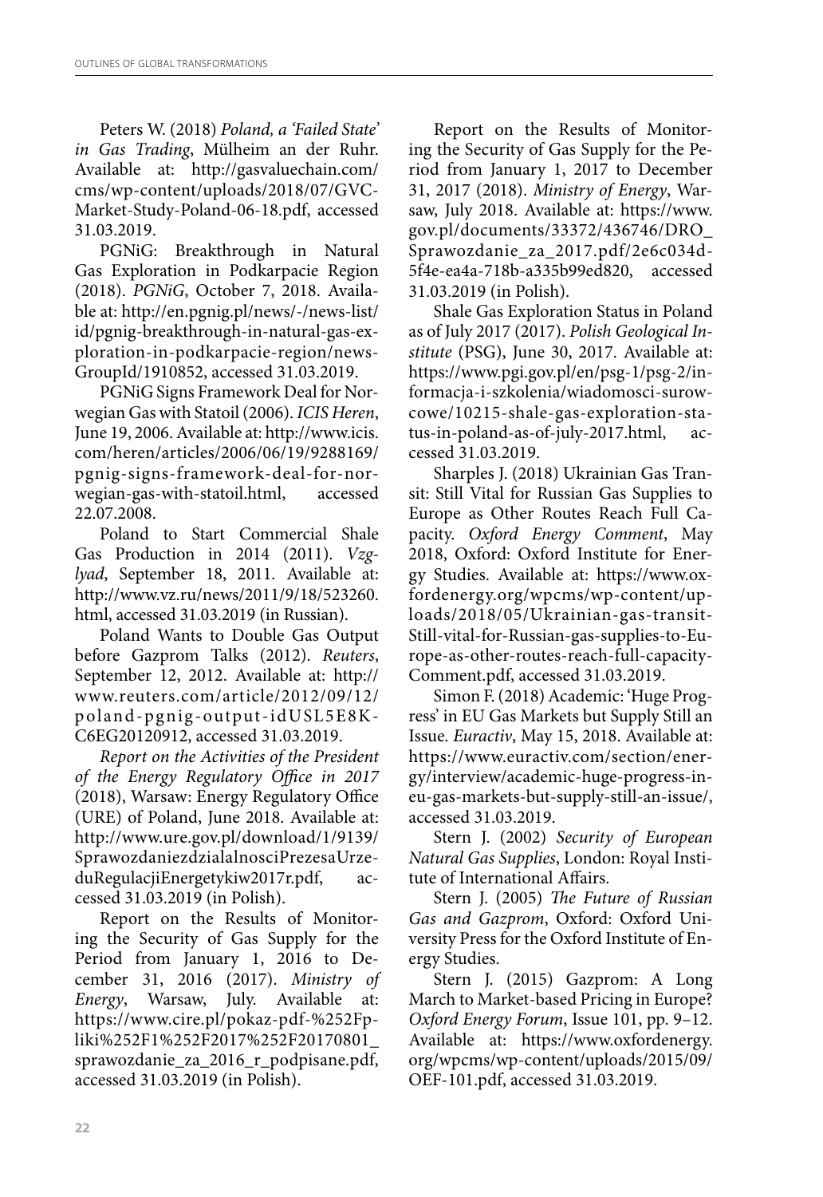Peters W. (2018) *Poland, a 'Failed State' in Gas Trading*, Mülheim an der Ruhr. Available at: http://gasvaluechain.com/cms/wp-content/uploads/2018/07/GVC-Market-Study-Poland-06-18.pdf, accessed 31.03.2019.

PGNiG: Breakthrough in Natural Gas Exploration in Podkarpacie Region (2018). *PGNiG*, October 7, 2018. Available at: http://en.pgnig.pl/news/-/news-list/id/pgnig-breakthrough-in-natural-gas-exploration-in-podkarpacie-region/newsGroupId/1910852, accessed 31.03.2019.

PGNiG Signs Framework Deal for Norwegian Gas with Statoil (2006). *ICIS Heren*, June 19, 2006. Available at: http://www.icis.com/heren/articles/2006/06/19/9288169/pgnig-signs-framework-deal-for-norwegian-gas-with-statoil.html, accessed 22.07.2008.

Poland to Start Commercial Shale Gas Production in 2014 (2011). *Vzglyad*, September 18, 2011. Available at: http://www.vz.ru/news/2011/9/18/523260.html, accessed 31.03.2019 (in Russian).

Poland Wants to Double Gas Output before Gazprom Talks (2012). *Reuters*, September 12, 2012. Available at: http://www.reuters.com/article/2012/09/12/poland-pgnig-output-idUSL5E8KC6EG20120912, accessed 31.03.2019.

*Report on the Activities of the President of the Energy Regulatory Office in 2017* (2018), Warsaw: Energy Regulatory Office (URE) of Poland, June 2018. Available at: http://www.ure.gov.pl/download/1/9139/SprawozdaniezdzialalnosciPrezesaUrzeduRegulacjiEnergetykiw2017r.pdf, accessed 31.03.2019 (in Polish).

Report on the Results of Monitoring the Security of Gas Supply for the Period from January 1, 2016 to December 31, 2016 (2017). *Ministry of Energy*, Warsaw, July. Available at: https://www.cire.pl/pokaz-pdf-%252Fpliki%252F1%252F2017%252F20170801_sprawozdanie_za_2016_r_podpisane.pdf, accessed 31.03.2019 (in Polish).

Report on the Results of Monitoring the Security of Gas Supply for the Period from January 1, 2017 to December 31, 2017 (2018). *Ministry of Energy*, Warsaw, July 2018. Available at: https://www.gov.pl/documents/33372/436746/DRO_Sprawozdanie_za_2017.pdf/2e6c034d-5f4e-ea4a-718b-a335b99ed820, accessed 31.03.2019 (in Polish).

Shale Gas Exploration Status in Poland as of July 2017 (2017). *Polish Geological Institute* (PSG), June 30, 2017. Available at: https://www.pgi.gov.pl/en/psg-1/psg-2/informacja-i-szkolenia/wiadomosci-surowcowe/10215-shale-gas-exploration-status-in-poland-as-of-july-2017.html, accessed 31.03.2019.

Sharples J. (2018) Ukrainian Gas Transit: Still Vital for Russian Gas Supplies to Europe as Other Routes Reach Full Capacity. *Oxford Energy Comment*, May 2018, Oxford: Oxford Institute for Energy Studies. Available at: https://www.oxfordenergy.org/wpcms/wp-content/uploads/2018/05/Ukrainian-gas-transit-Still-vital-for-Russian-gas-supplies-to-Europe-as-other-routes-reach-full-capacity-Comment.pdf, accessed 31.03.2019.

Simon F. (2018) Academic: 'Huge Progress' in EU Gas Markets but Supply Still an Issue. *Euractiv*, May 15, 2018. Available at: https://www.euractiv.com/section/energy/interview/academic-huge-progress-in-eu-gas-markets-but-supply-still-an-issue/, accessed 31.03.2019.

Stern J. (2002) *Security of European Natural Gas Supplies*, London: Royal Institute of International Affairs.

Stern J. (2005) *The Future of Russian Gas and Gazprom*, Oxford: Oxford University Press for the Oxford Institute of Energy Studies.

Stern J. (2015) Gazprom: A Long March to Market-based Pricing in Europe? *Oxford Energy Forum*, Issue 101, pp. 9–12. Available at: https://www.oxfordenergy.org/wpcms/wp-content/uploads/2015/09/OEF-101.pdf, accessed 31.03.2019.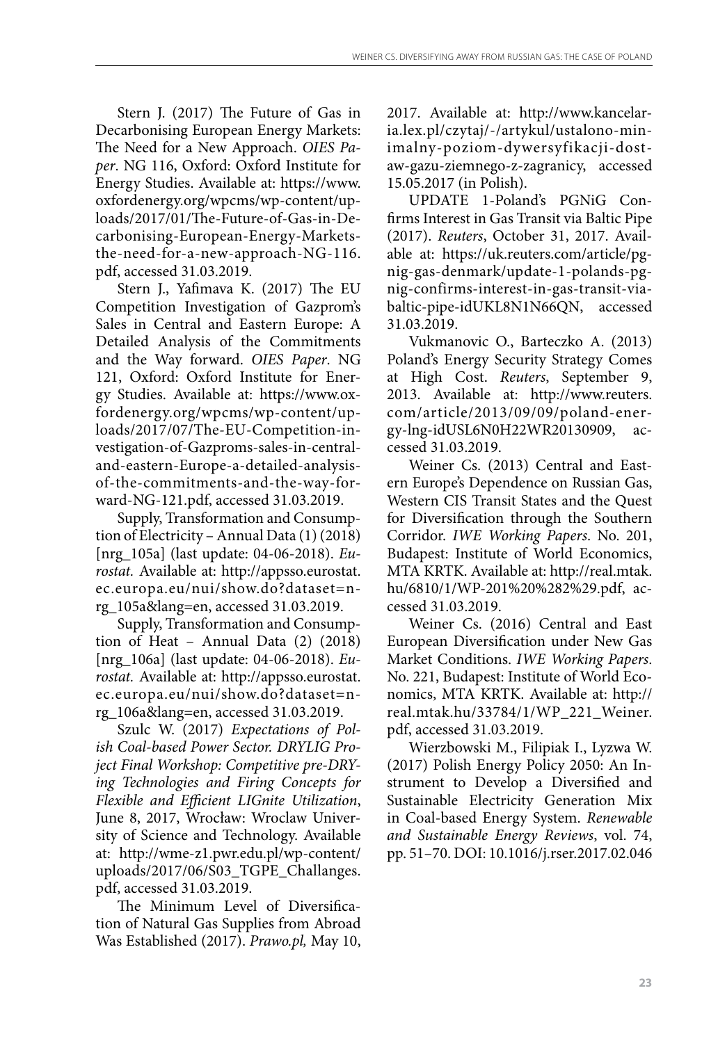Stern J. (2017) The Future of Gas in Decarbonising European Energy Markets: The Need for a New Approach. *OIES Paper*. NG 116, Oxford: Oxford Institute for Energy Studies. Available at: https://www.oxfordenergy.org/wpcms/wp-content/uploads/2017/01/The-Future-of-Gas-in-Decarbonising-European-Energy-Markets-the-need-for-a-new-approach-NG-116.pdf, accessed 31.03.2019.

Stern J., Yafimava K. (2017) The EU Competition Investigation of Gazprom's Sales in Central and Eastern Europe: A Detailed Analysis of the Commitments and the Way forward. *OIES Paper*. NG 121, Oxford: Oxford Institute for Energy Studies. Available at: https://www.oxfordenergy.org/wpcms/wp-content/uploads/2017/07/The-EU-Competition-investigation-of-Gazproms-sales-in-central-and-eastern-Europe-a-detailed-analysis-of-the-commitments-and-the-way-forward-NG-121.pdf, accessed 31.03.2019.

Supply, Transformation and Consumption of Electricity – Annual Data (1) (2018) [nrg_105a] (last update: 04-06-2018). *Eurostat*. Available at: http://appsso.eurostat.ec.europa.eu/nui/show.do?dataset=nrg_105a&lang=en, accessed 31.03.2019.

Supply, Transformation and Consumption of Heat – Annual Data (2) (2018) [nrg_106a] (last update: 04-06-2018). *Eurostat*. Available at: http://appsso.eurostat.ec.europa.eu/nui/show.do?dataset=nrg_106a&lang=en, accessed 31.03.2019.

Szulc W. (2017) *Expectations of Polish Coal-based Power Sector. DRYLIG Project Final Workshop: Competitive pre-DRYing Technologies and Firing Concepts for Flexible and Efficient LIGnite Utilization*, June 8, 2017, Wrocław: Wroclaw University of Science and Technology. Available at: http://wme-z1.pwr.edu.pl/wp-content/uploads/2017/06/S03_TGPE_Challanges.pdf, accessed 31.03.2019.

The Minimum Level of Diversification of Natural Gas Supplies from Abroad Was Established (2017). *Prawo.pl,* May 10, 2017. Available at: http://www.kancelaria.lex.pl/czytaj/-/artykul/ustalono-minimalny-poziom-dywersyfikacji-dostaw-gazu-ziemnego-z-zagranicy, accessed 15.05.2017 (in Polish).

UPDATE 1-Poland's PGNiG Confirms Interest in Gas Transit via Baltic Pipe (2017). *Reuters*, October 31, 2017. Available at: https://uk.reuters.com/article/pgnig-gas-denmark/update-1-polands-pgnig-confirms-interest-in-gas-transit-via-baltic-pipe-idUKL8N1N66QN, accessed 31.03.2019.

Vukmanovic O., Barteczko A. (2013) Poland's Energy Security Strategy Comes at High Cost. *Reuters*, September 9, 2013. Available at: http://www.reuters.com/article/2013/09/09/poland-energy-lng-idUSL6N0H22WR20130909, accessed 31.03.2019.

Weiner Cs. (2013) Central and Eastern Europe's Dependence on Russian Gas, Western CIS Transit States and the Quest for Diversification through the Southern Corridor. *IWE Working Papers*. No. 201, Budapest: Institute of World Economics, MTA KRTK. Available at: http://real.mtak.hu/6810/1/WP-201%20%282%29.pdf, accessed 31.03.2019.

Weiner Cs. (2016) Central and East European Diversification under New Gas Market Conditions. *IWE Working Papers*. No. 221, Budapest: Institute of World Economics, MTA KRTK. Available at: http://real.mtak.hu/33784/1/WP_221_Weiner.pdf, accessed 31.03.2019.

Wierzbowski M., Filipiak I., Lyzwa W. (2017) Polish Energy Policy 2050: An Instrument to Develop a Diversified and Sustainable Electricity Generation Mix in Coal-based Energy System. *Renewable and Sustainable Energy Reviews*, vol. 74, pp. 51–70. DOI: 10.1016/j.rser.2017.02.046